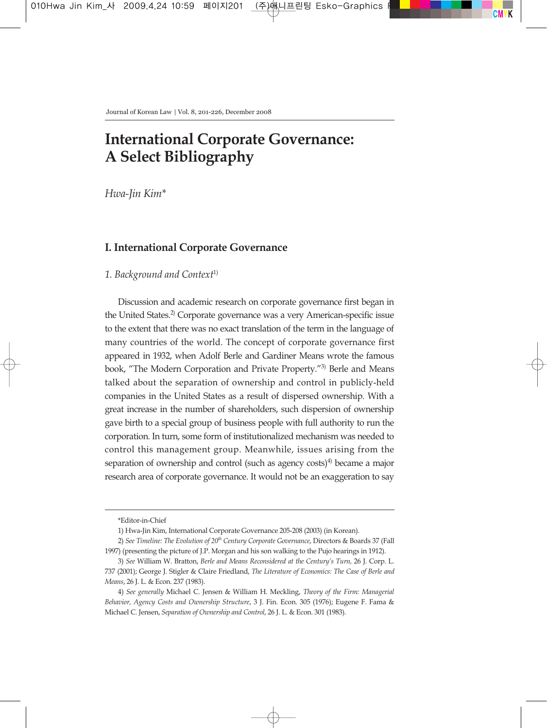# International Corporate Governance: A Select Bibliography

*Hwa-Jin Kim**

## I. International Corporate Governance

### *1. Background and Context*[1]

Discussion and academic research on corporate governance first began in the United States.[2] Corporate governance was a very American-specific issue to the extent that there was no exact translation of the term in the language of many countries of the world. The concept of corporate governance first appeared in 1932, when Adolf Berle and Gardiner Means wrote the famous book, "The Modern Corporation and Private Property."[3] Berle and Means talked about the separation of ownership and control in publicly-held companies in the United States as a result of dispersed ownership. With a great increase in the number of shareholders, such dispersion of ownership gave birth to a special group of business people with full authority to run the corporation. In turn, some form of institutionalized mechanism was needed to control this management group. Meanwhile, issues arising from the separation of ownership and control (such as agency costs)[4] became a major research area of corporate governance. It would not be an exaggeration to say

---

*Editor-in-Chief

1) Hwa-Jin Kim, International Corporate Governance 205-208 (2003) (in Korean).

2) *See Timeline: The Evolution of 20th Century Corporate Governance*, Directors & Boards 37 (Fall 1997) (presenting the picture of J.P. Morgan and his son walking to the Pujo hearings in 1912).

3) *See* William W. Bratton, *Berle and Means Reconsidered at the Century's Turn,* 26 J. Corp. L. 737 (2001); George J. Stigler & Claire Friedland, *The Literature of Economics: The Case of Berle and Means*, 26 J. L. & Econ. 237 (1983).

4) *See generally* Michael C. Jensen & William H. Meckling, *Theory of the Firm: Managerial Behavior, Agency Costs and Ownership Structure*, 3 J. Fin. Econ. 305 (1976); Eugene F. Fama & Michael C. Jensen, *Separation of Ownership and Control*, 26 J. L. & Econ. 301 (1983).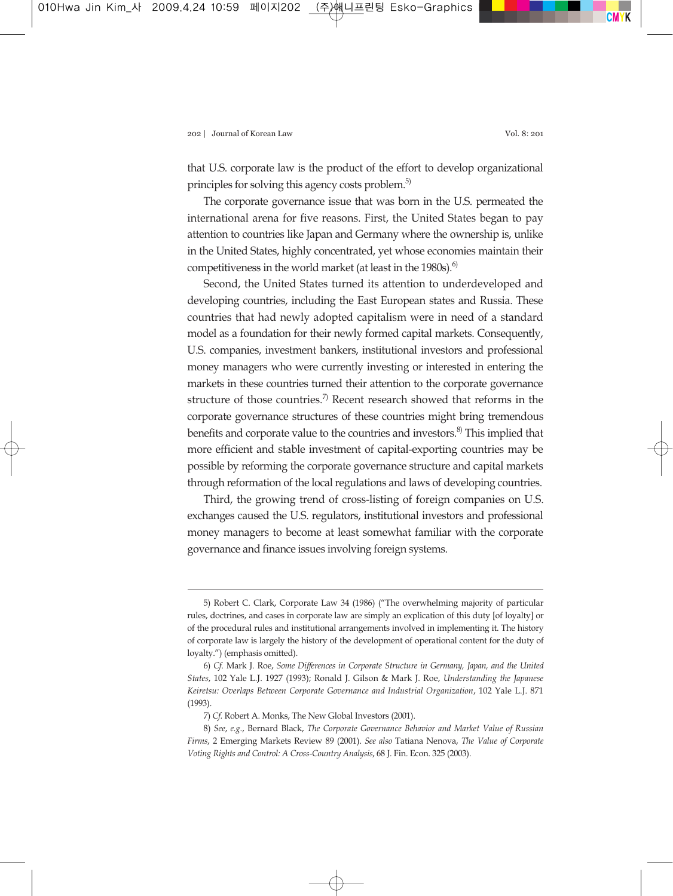that U.S. corporate law is the product of the effort to develop organizational principles for solving this agency costs problem.[5)]

The corporate governance issue that was born in the U.S. permeated the international arena for five reasons. First, the United States began to pay attention to countries like Japan and Germany where the ownership is, unlike in the United States, highly concentrated, yet whose economies maintain their competitiveness in the world market (at least in the 1980s).[6)]

Second, the United States turned its attention to underdeveloped and developing countries, including the East European states and Russia. These countries that had newly adopted capitalism were in need of a standard model as a foundation for their newly formed capital markets. Consequently, U.S. companies, investment bankers, institutional investors and professional money managers who were currently investing or interested in entering the markets in these countries turned their attention to the corporate governance structure of those countries.[7)] Recent research showed that reforms in the corporate governance structures of these countries might bring tremendous benefits and corporate value to the countries and investors.[8)] This implied that more efficient and stable investment of capital-exporting countries may be possible by reforming the corporate governance structure and capital markets through reformation of the local regulations and laws of developing countries.

Third, the growing trend of cross-listing of foreign companies on U.S. exchanges caused the U.S. regulators, institutional investors and professional money managers to become at least somewhat familiar with the corporate governance and finance issues involving foreign systems.

---

5) Robert C. Clark, Corporate Law 34 (1986) ("The overwhelming majority of particular rules, doctrines, and cases in corporate law are simply an explication of this duty [of loyalty] or of the procedural rules and institutional arrangements involved in implementing it. The history of corporate law is largely the history of the development of operational content for the duty of loyalty.") (emphasis omitted).

6) *Cf.* Mark J. Roe, *Some Differences in Corporate Structure in Germany, Japan, and the United States*, 102 Yale L.J. 1927 (1993); Ronald J. Gilson & Mark J. Roe, *Understanding the Japanese Keiretsu: Overlaps Between Corporate Governance and Industrial Organization*, 102 Yale L.J. 871 (1993).

7) *Cf.* Robert A. Monks, The New Global Investors (2001).

8) *See, e.g.*, Bernard Black, *The Corporate Governance Behavior and Market Value of Russian Firms*, 2 Emerging Markets Review 89 (2001). *See also* Tatiana Nenova, *The Value of Corporate Voting Rights and Control: A Cross-Country Analysis*, 68 J. Fin. Econ. 325 (2003).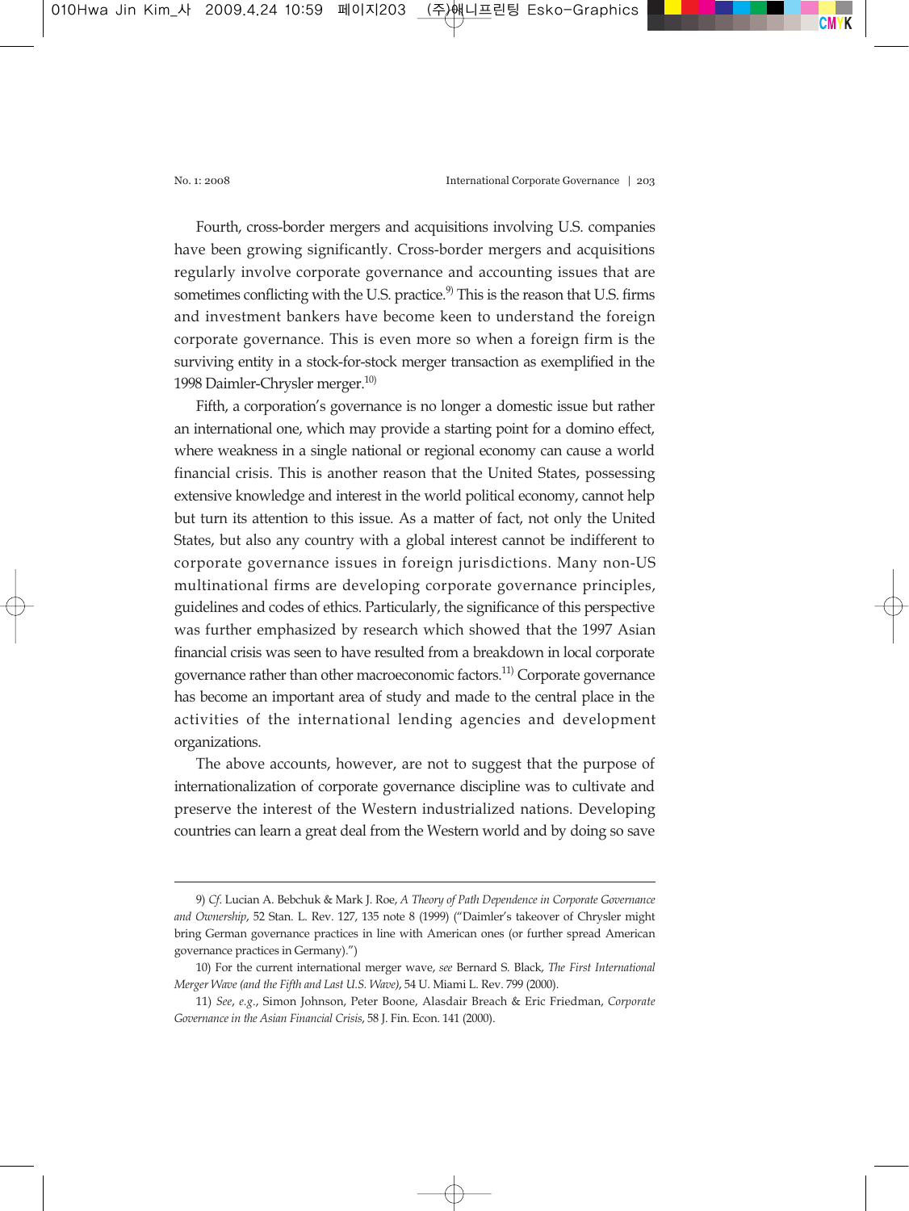Fourth, cross-border mergers and acquisitions involving U.S. companies have been growing significantly. Cross-border mergers and acquisitions regularly involve corporate governance and accounting issues that are sometimes conflicting with the U.S. practice.[9] This is the reason that U.S. firms and investment bankers have become keen to understand the foreign corporate governance. This is even more so when a foreign firm is the surviving entity in a stock-for-stock merger transaction as exemplified in the 1998 Daimler-Chrysler merger.[10]

Fifth, a corporation's governance is no longer a domestic issue but rather an international one, which may provide a starting point for a domino effect, where weakness in a single national or regional economy can cause a world financial crisis. This is another reason that the United States, possessing extensive knowledge and interest in the world political economy, cannot help but turn its attention to this issue. As a matter of fact, not only the United States, but also any country with a global interest cannot be indifferent to corporate governance issues in foreign jurisdictions. Many non-US multinational firms are developing corporate governance principles, guidelines and codes of ethics. Particularly, the significance of this perspective was further emphasized by research which showed that the 1997 Asian financial crisis was seen to have resulted from a breakdown in local corporate governance rather than other macroeconomic factors.[11] Corporate governance has become an important area of study and made to the central place in the activities of the international lending agencies and development organizations.

The above accounts, however, are not to suggest that the purpose of internationalization of corporate governance discipline was to cultivate and preserve the interest of the Western industrialized nations. Developing countries can learn a great deal from the Western world and by doing so save

---

9) *Cf.* Lucian A. Bebchuk & Mark J. Roe, *A Theory of Path Dependence in Corporate Governance and Ownership*, 52 Stan. L. Rev. 127, 135 note 8 (1999) ("Daimler's takeover of Chrysler might bring German governance practices in line with American ones (or further spread American governance practices in Germany).")

10) For the current international merger wave, *see* Bernard S. Black, *The First International Merger Wave (and the Fifth and Last U.S. Wave)*, 54 U. Miami L. Rev. 799 (2000).

11) *See*, *e.g.*, Simon Johnson, Peter Boone, Alasdair Breach & Eric Friedman, *Corporate Governance in the Asian Financial Crisis*, 58 J. Fin. Econ. 141 (2000).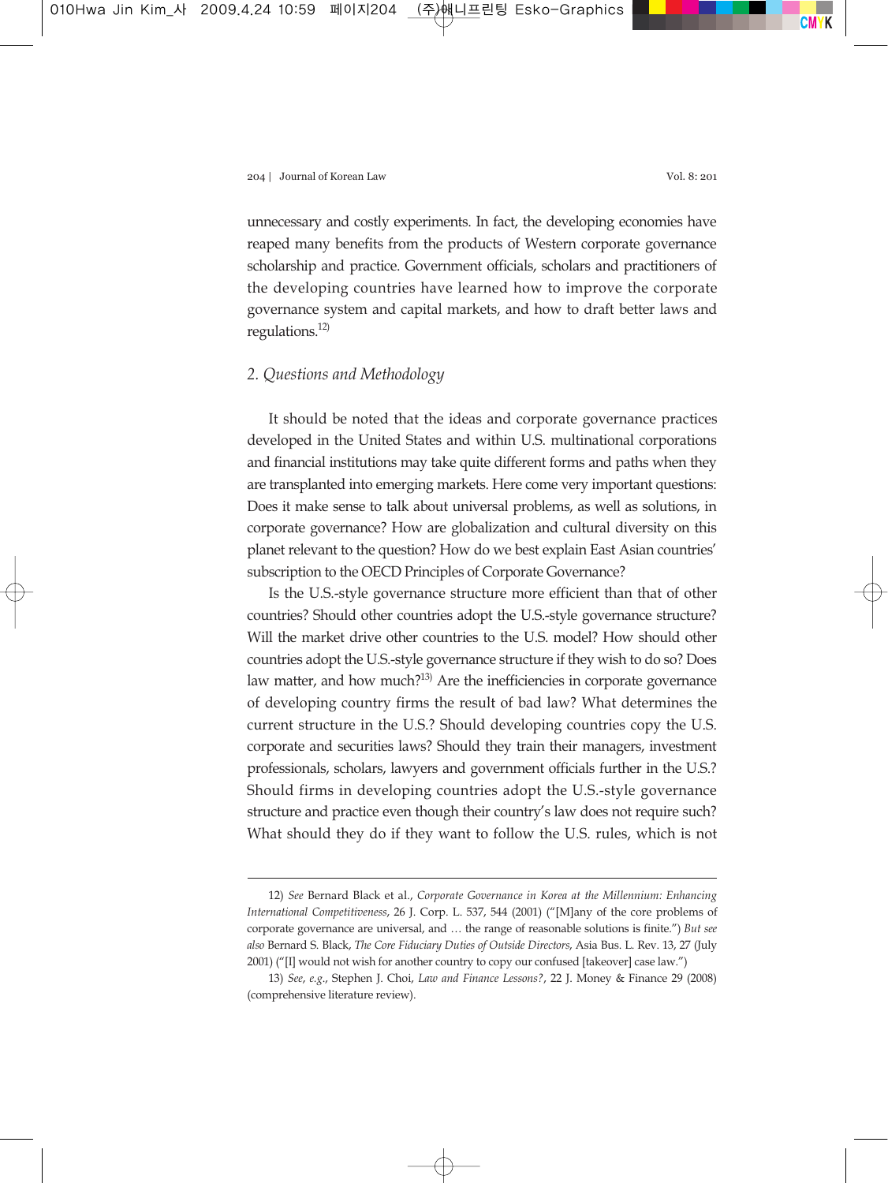unnecessary and costly experiments. In fact, the developing economies have reaped many benefits from the products of Western corporate governance scholarship and practice. Government officials, scholars and practitioners of the developing countries have learned how to improve the corporate governance system and capital markets, and how to draft better laws and regulations.[12]

### *2. Questions and Methodology*

It should be noted that the ideas and corporate governance practices developed in the United States and within U.S. multinational corporations and financial institutions may take quite different forms and paths when they are transplanted into emerging markets. Here come very important questions: Does it make sense to talk about universal problems, as well as solutions, in corporate governance? How are globalization and cultural diversity on this planet relevant to the question? How do we best explain East Asian countries' subscription to the OECD Principles of Corporate Governance?

Is the U.S.-style governance structure more efficient than that of other countries? Should other countries adopt the U.S.-style governance structure? Will the market drive other countries to the U.S. model? How should other countries adopt the U.S.-style governance structure if they wish to do so? Does law matter, and how much?[13] Are the inefficiencies in corporate governance of developing country firms the result of bad law? What determines the current structure in the U.S.? Should developing countries copy the U.S. corporate and securities laws? Should they train their managers, investment professionals, scholars, lawyers and government officials further in the U.S.? Should firms in developing countries adopt the U.S.-style governance structure and practice even though their country's law does not require such? What should they do if they want to follow the U.S. rules, which is not

---

12) *See* Bernard Black et al., *Corporate Governance in Korea at the Millennium: Enhancing International Competitiveness*, 26 J. Corp. L. 537, 544 (2001) ("[M]any of the core problems of corporate governance are universal, and … the range of reasonable solutions is finite.") *But see also* Bernard S. Black, *The Core Fiduciary Duties of Outside Directors*, Asia Bus. L. Rev. 13, 27 (July 2001) ("[I] would not wish for another country to copy our confused [takeover] case law.")

13) *See, e.g.*, Stephen J. Choi, *Law and Finance Lessons?*, 22 J. Money & Finance 29 (2008) (comprehensive literature review).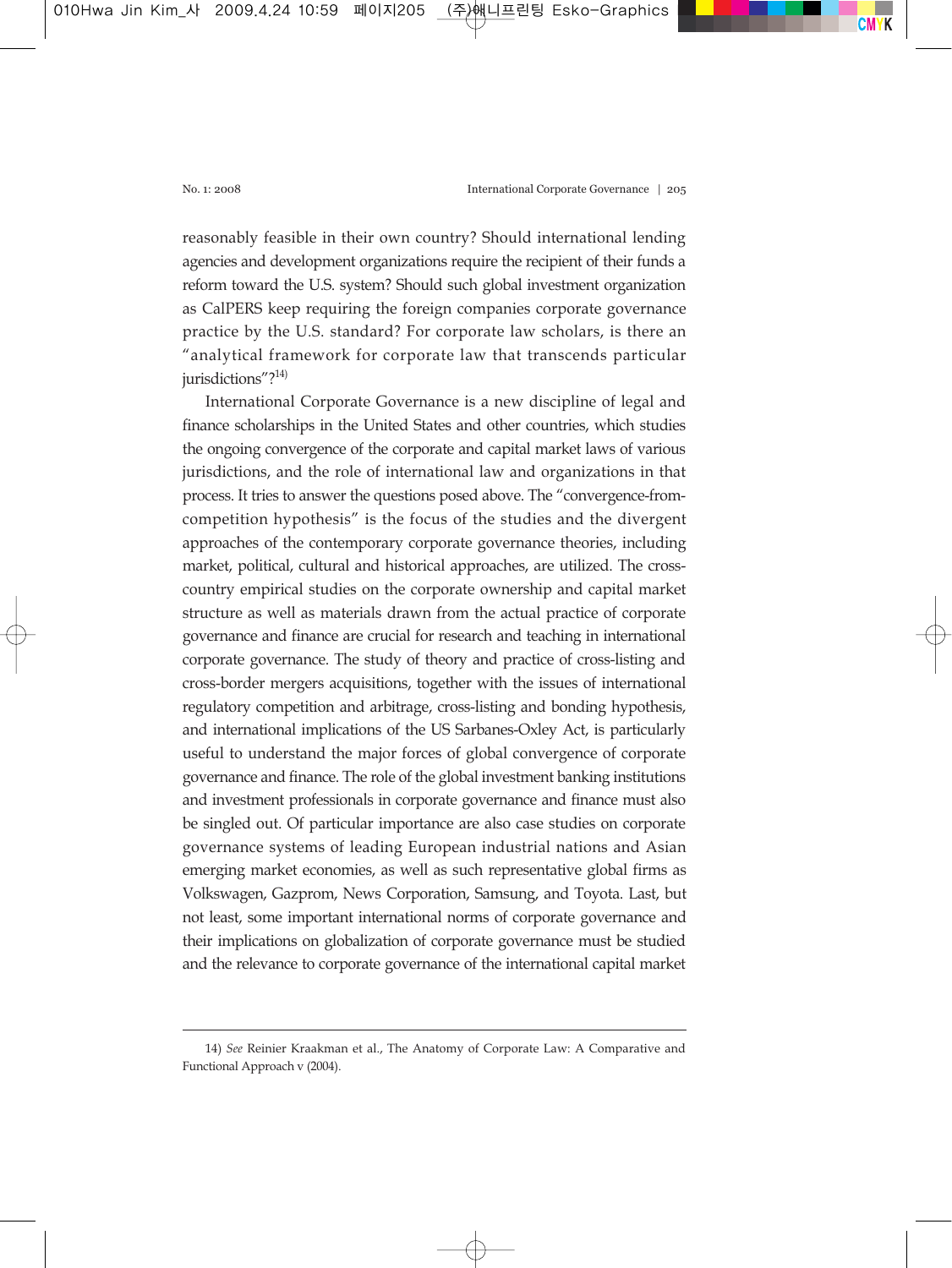reasonably feasible in their own country? Should international lending agencies and development organizations require the recipient of their funds a reform toward the U.S. system? Should such global investment organization as CalPERS keep requiring the foreign companies corporate governance practice by the U.S. standard? For corporate law scholars, is there an "analytical framework for corporate law that transcends particular jurisdictions"?[14]

International Corporate Governance is a new discipline of legal and finance scholarships in the United States and other countries, which studies the ongoing convergence of the corporate and capital market laws of various jurisdictions, and the role of international law and organizations in that process. It tries to answer the questions posed above. The "convergence-from-competition hypothesis" is the focus of the studies and the divergent approaches of the contemporary corporate governance theories, including market, political, cultural and historical approaches, are utilized. The cross-country empirical studies on the corporate ownership and capital market structure as well as materials drawn from the actual practice of corporate governance and finance are crucial for research and teaching in international corporate governance. The study of theory and practice of cross-listing and cross-border mergers acquisitions, together with the issues of international regulatory competition and arbitrage, cross-listing and bonding hypothesis, and international implications of the US Sarbanes-Oxley Act, is particularly useful to understand the major forces of global convergence of corporate governance and finance. The role of the global investment banking institutions and investment professionals in corporate governance and finance must also be singled out. Of particular importance are also case studies on corporate governance systems of leading European industrial nations and Asian emerging market economies, as well as such representative global firms as Volkswagen, Gazprom, News Corporation, Samsung, and Toyota. Last, but not least, some important international norms of corporate governance and their implications on globalization of corporate governance must be studied and the relevance to corporate governance of the international capital market

---

14) *See* Reinier Kraakman et al., The Anatomy of Corporate Law: A Comparative and Functional Approach v (2004).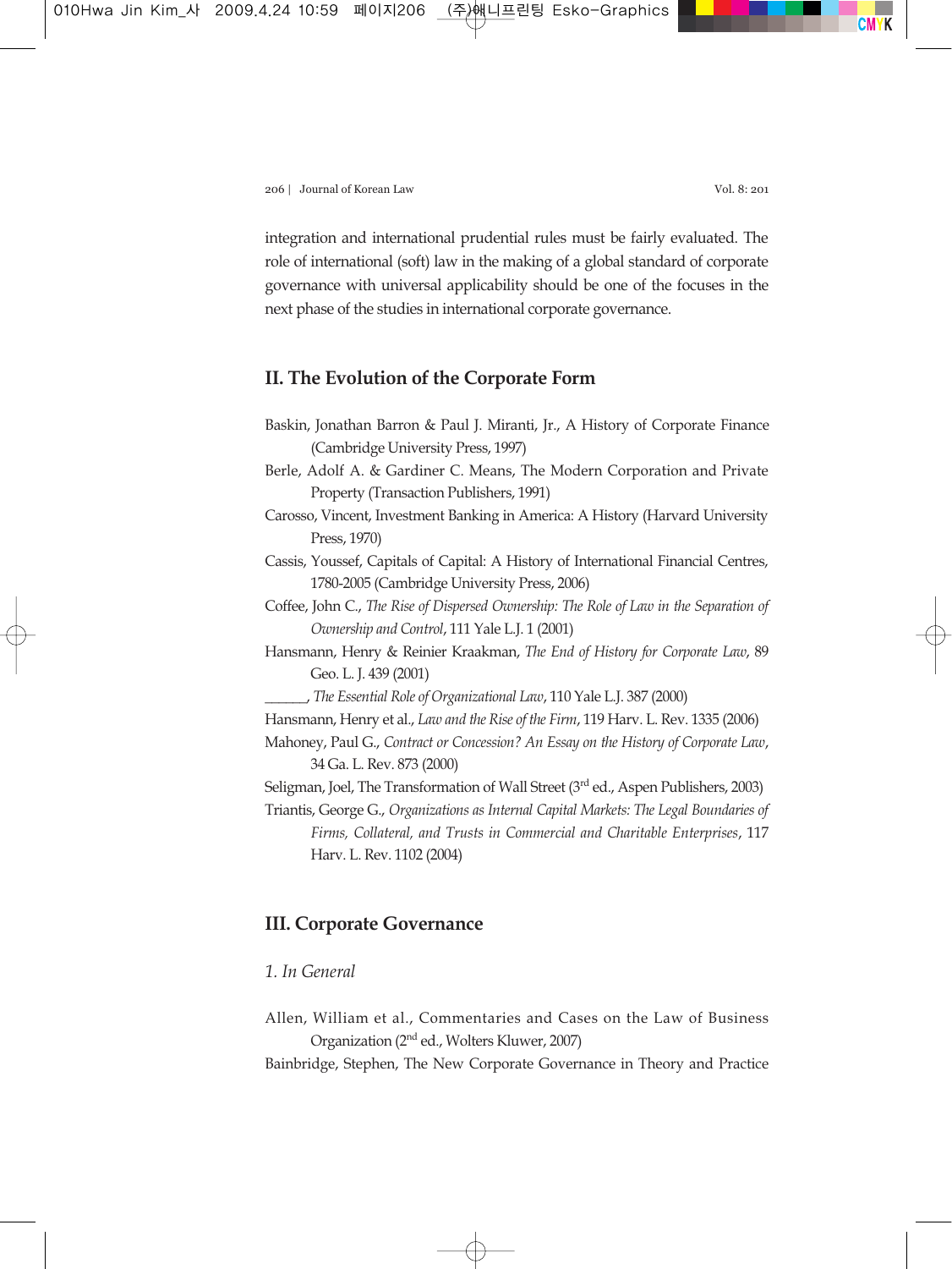integration and international prudential rules must be fairly evaluated. The role of international (soft) law in the making of a global standard of corporate governance with universal applicability should be one of the focuses in the next phase of the studies in international corporate governance.

## II. The Evolution of the Corporate Form

Baskin, Jonathan Barron & Paul J. Miranti, Jr., A History of Corporate Finance (Cambridge University Press, 1997)

Berle, Adolf A. & Gardiner C. Means, The Modern Corporation and Private Property (Transaction Publishers, 1991)

Carosso, Vincent, Investment Banking in America: A History (Harvard University Press, 1970)

Cassis, Youssef, Capitals of Capital: A History of International Financial Centres, 1780-2005 (Cambridge University Press, 2006)

Coffee, John C., *The Rise of Dispersed Ownership: The Role of Law in the Separation of Ownership and Control*, 111 Yale L.J. 1 (2001)

Hansmann, Henry & Reinier Kraakman, *The End of History for Corporate Law*, 89 Geo. L. J. 439 (2001)

______, *The Essential Role of Organizational Law*, 110 Yale L.J. 387 (2000)

Hansmann, Henry et al., *Law and the Rise of the Firm*, 119 Harv. L. Rev. 1335 (2006)

Mahoney, Paul G., *Contract or Concession? An Essay on the History of Corporate Law*, 34 Ga. L. Rev. 873 (2000)

Seligman, Joel, The Transformation of Wall Street (3rd ed., Aspen Publishers, 2003)

Triantis, George G., *Organizations as Internal Capital Markets: The Legal Boundaries of Firms, Collateral, and Trusts in Commercial and Charitable Enterprises*, 117 Harv. L. Rev. 1102 (2004)

## III. Corporate Governance

### *1. In General*

Allen, William et al., Commentaries and Cases on the Law of Business Organization (2nd ed., Wolters Kluwer, 2007)

Bainbridge, Stephen, The New Corporate Governance in Theory and Practice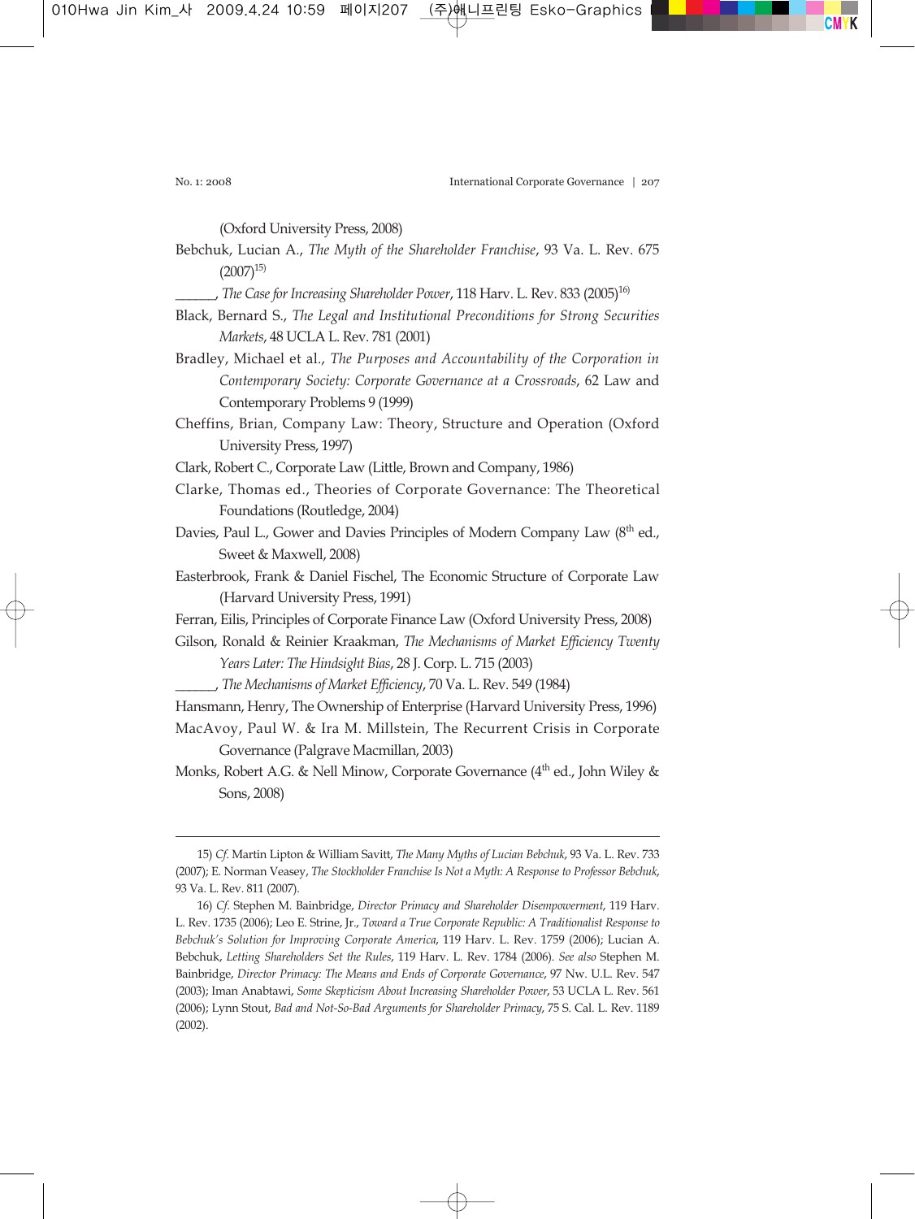(Oxford University Press, 2008)

Bebchuk, Lucian A., *The Myth of the Shareholder Franchise*, 93 Va. L. Rev. 675 (2007)[15)]

______, *The Case for Increasing Shareholder Power*, 118 Harv. L. Rev. 833 (2005)[16)]

Black, Bernard S., *The Legal and Institutional Preconditions for Strong Securities Markets*, 48 UCLA L. Rev. 781 (2001)

Bradley, Michael et al., *The Purposes and Accountability of the Corporation in Contemporary Society: Corporate Governance at a Crossroads*, 62 Law and Contemporary Problems 9 (1999)

Cheffins, Brian, Company Law: Theory, Structure and Operation (Oxford University Press, 1997)

Clark, Robert C., Corporate Law (Little, Brown and Company, 1986)

Clarke, Thomas ed., Theories of Corporate Governance: The Theoretical Foundations (Routledge, 2004)

Davies, Paul L., Gower and Davies Principles of Modern Company Law (8th ed., Sweet & Maxwell, 2008)

Easterbrook, Frank & Daniel Fischel, The Economic Structure of Corporate Law (Harvard University Press, 1991)

Ferran, Eilis, Principles of Corporate Finance Law (Oxford University Press, 2008)

Gilson, Ronald & Reinier Kraakman, *The Mechanisms of Market Efficiency Twenty Years Later: The Hindsight Bias*, 28 J. Corp. L. 715 (2003)

______, *The Mechanisms of Market Efficiency*, 70 Va. L. Rev. 549 (1984)

Hansmann, Henry, The Ownership of Enterprise (Harvard University Press, 1996)

MacAvoy, Paul W. & Ira M. Millstein, The Recurrent Crisis in Corporate Governance (Palgrave Macmillan, 2003)

Monks, Robert A.G. & Nell Minow, Corporate Governance (4th ed., John Wiley & Sons, 2008)

---

15) *Cf.* Martin Lipton & William Savitt, *The Many Myths of Lucian Bebchuk*, 93 Va. L. Rev. 733 (2007); E. Norman Veasey, *The Stockholder Franchise Is Not a Myth: A Response to Professor Bebchuk*, 93 Va. L. Rev. 811 (2007).

16) *Cf.* Stephen M. Bainbridge, *Director Primacy and Shareholder Disempowerment*, 119 Harv. L. Rev. 1735 (2006); Leo E. Strine, Jr., *Toward a True Corporate Republic: A Traditionalist Response to Bebchuk's Solution for Improving Corporate America*, 119 Harv. L. Rev. 1759 (2006); Lucian A. Bebchuk, *Letting Shareholders Set the Rules*, 119 Harv. L. Rev. 1784 (2006). *See also* Stephen M. Bainbridge, *Director Primacy: The Means and Ends of Corporate Governance*, 97 Nw. U.L. Rev. 547 (2003); Iman Anabtawi, *Some Skepticism About Increasing Shareholder Power*, 53 UCLA L. Rev. 561 (2006); Lynn Stout, *Bad and Not-So-Bad Arguments for Shareholder Primacy*, 75 S. Cal. L. Rev. 1189 (2002).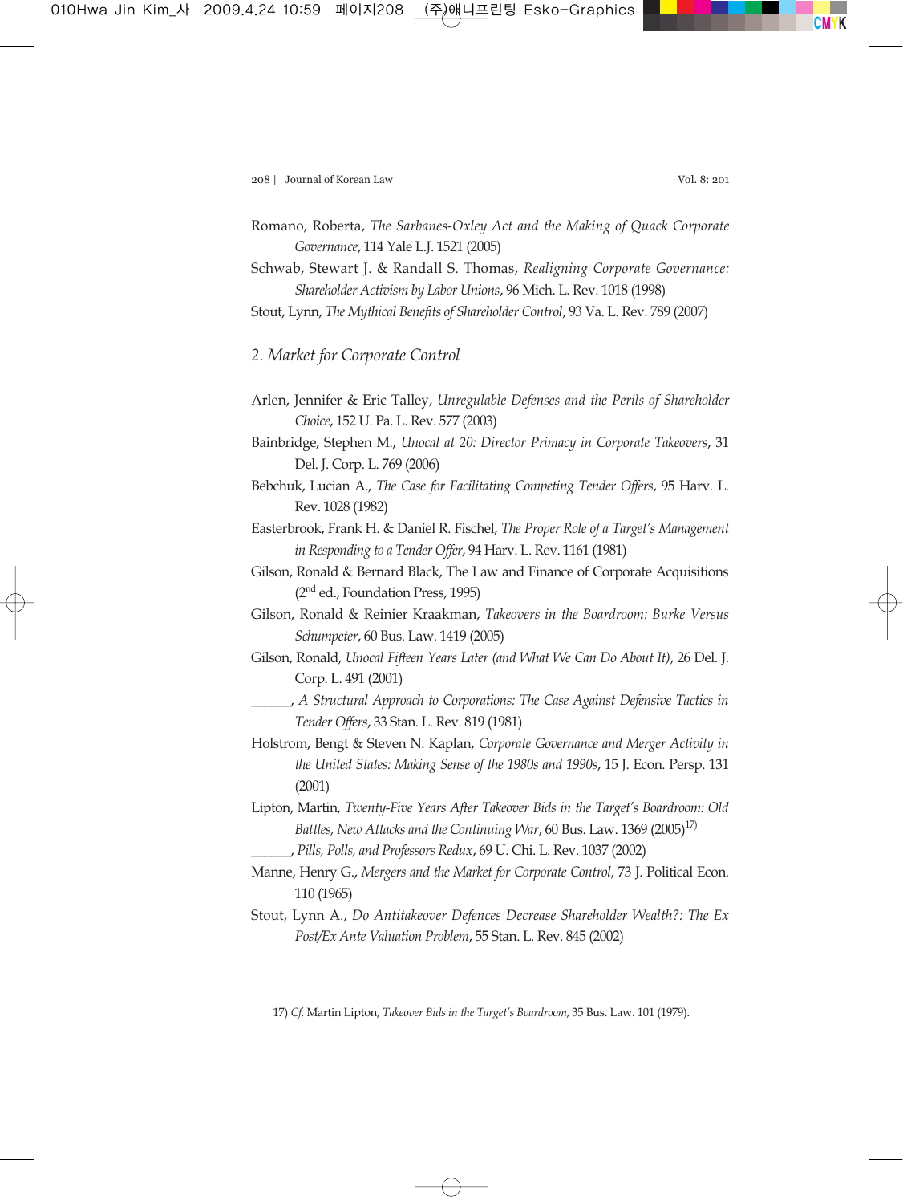Romano, Roberta, *The Sarbanes-Oxley Act and the Making of Quack Corporate Governance*, 114 Yale L.J. 1521 (2005)

Schwab, Stewart J. & Randall S. Thomas, *Realigning Corporate Governance: Shareholder Activism by Labor Unions*, 96 Mich. L. Rev. 1018 (1998)

Stout, Lynn, *The Mythical Benefits of Shareholder Control*, 93 Va. L. Rev. 789 (2007)

### *2. Market for Corporate Control*

Arlen, Jennifer & Eric Talley, *Unregulable Defenses and the Perils of Shareholder Choice*, 152 U. Pa. L. Rev. 577 (2003)

Bainbridge, Stephen M., *Unocal at 20: Director Primacy in Corporate Takeovers*, 31 Del. J. Corp. L. 769 (2006)

Bebchuk, Lucian A., *The Case for Facilitating Competing Tender Offers*, 95 Harv. L. Rev. 1028 (1982)

Easterbrook, Frank H. & Daniel R. Fischel, *The Proper Role of a Target's Management in Responding to a Tender Offer*, 94 Harv. L. Rev. 1161 (1981)

Gilson, Ronald & Bernard Black, The Law and Finance of Corporate Acquisitions (2nd ed., Foundation Press, 1995)

Gilson, Ronald & Reinier Kraakman, *Takeovers in the Boardroom: Burke Versus Schumpeter*, 60 Bus. Law. 1419 (2005)

Gilson, Ronald, *Unocal Fifteen Years Later (and What We Can Do About It)*, 26 Del. J. Corp. L. 491 (2001)

______, *A Structural Approach to Corporations: The Case Against Defensive Tactics in Tender Offers*, 33 Stan. L. Rev. 819 (1981)

Holstrom, Bengt & Steven N. Kaplan, *Corporate Governance and Merger Activity in the United States: Making Sense of the 1980s and 1990s*, 15 J. Econ. Persp. 131 (2001)

Lipton, Martin, *Twenty-Five Years After Takeover Bids in the Target's Boardroom: Old Battles, New Attacks and the Continuing War*, 60 Bus. Law. 1369 (2005)[17)]

______, *Pills, Polls, and Professors Redux*, 69 U. Chi. L. Rev. 1037 (2002)

Manne, Henry G., *Mergers and the Market for Corporate Control*, 73 J. Political Econ. 110 (1965)

Stout, Lynn A., *Do Antitakeover Defences Decrease Shareholder Wealth?: The Ex Post/Ex Ante Valuation Problem*, 55 Stan. L. Rev. 845 (2002)

---

17) *Cf.* Martin Lipton, *Takeover Bids in the Target's Boardroom*, 35 Bus. Law. 101 (1979).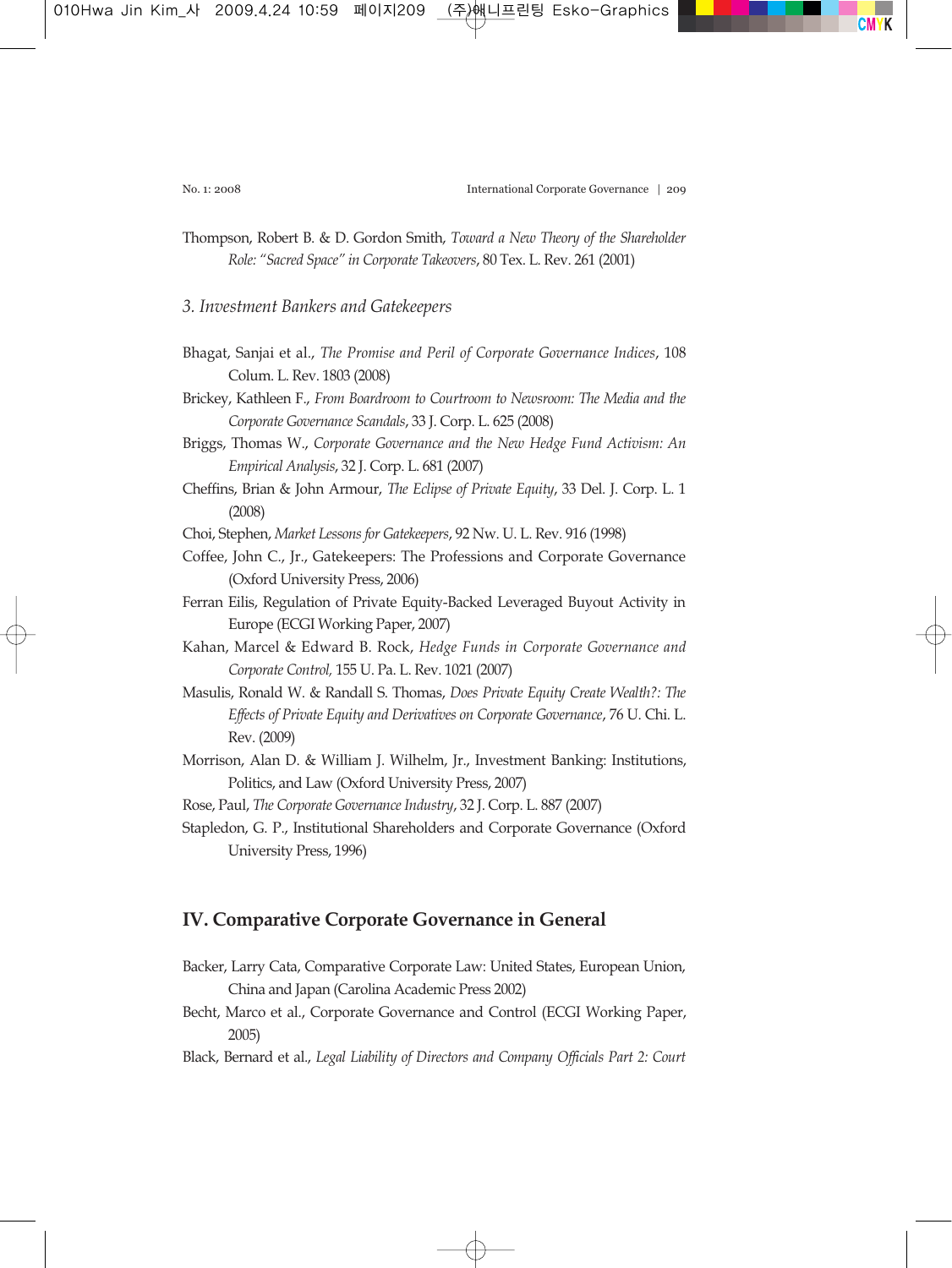Thompson, Robert B. & D. Gordon Smith, *Toward a New Theory of the Shareholder Role: "Sacred Space" in Corporate Takeovers*, 80 Tex. L. Rev. 261 (2001)

### 3. Investment Bankers and Gatekeepers

Bhagat, Sanjai et al., *The Promise and Peril of Corporate Governance Indices*, 108 Colum. L. Rev. 1803 (2008)

Brickey, Kathleen F., *From Boardroom to Courtroom to Newsroom: The Media and the Corporate Governance Scandals*, 33 J. Corp. L. 625 (2008)

Briggs, Thomas W., *Corporate Governance and the New Hedge Fund Activism: An Empirical Analysis*, 32 J. Corp. L. 681 (2007)

Cheffins, Brian & John Armour, *The Eclipse of Private Equity*, 33 Del. J. Corp. L. 1 (2008)

Choi, Stephen, *Market Lessons for Gatekeepers*, 92 Nw. U. L. Rev. 916 (1998)

Coffee, John C., Jr., Gatekeepers: The Professions and Corporate Governance (Oxford University Press, 2006)

Ferran Eilis, Regulation of Private Equity-Backed Leveraged Buyout Activity in Europe (ECGI Working Paper, 2007)

Kahan, Marcel & Edward B. Rock, *Hedge Funds in Corporate Governance and Corporate Control,* 155 U. Pa. L. Rev. 1021 (2007)

Masulis, Ronald W. & Randall S. Thomas, *Does Private Equity Create Wealth?: The Effects of Private Equity and Derivatives on Corporate Governance*, 76 U. Chi. L. Rev. (2009)

Morrison, Alan D. & William J. Wilhelm, Jr., Investment Banking: Institutions, Politics, and Law (Oxford University Press, 2007)

Rose, Paul, *The Corporate Governance Industry*, 32 J. Corp. L. 887 (2007)

Stapledon, G. P., Institutional Shareholders and Corporate Governance (Oxford University Press, 1996)

## IV. Comparative Corporate Governance in General

Backer, Larry Cata, Comparative Corporate Law: United States, European Union, China and Japan (Carolina Academic Press 2002)

Becht, Marco et al., Corporate Governance and Control (ECGI Working Paper, 2005)

Black, Bernard et al., *Legal Liability of Directors and Company Officials Part 2: Court*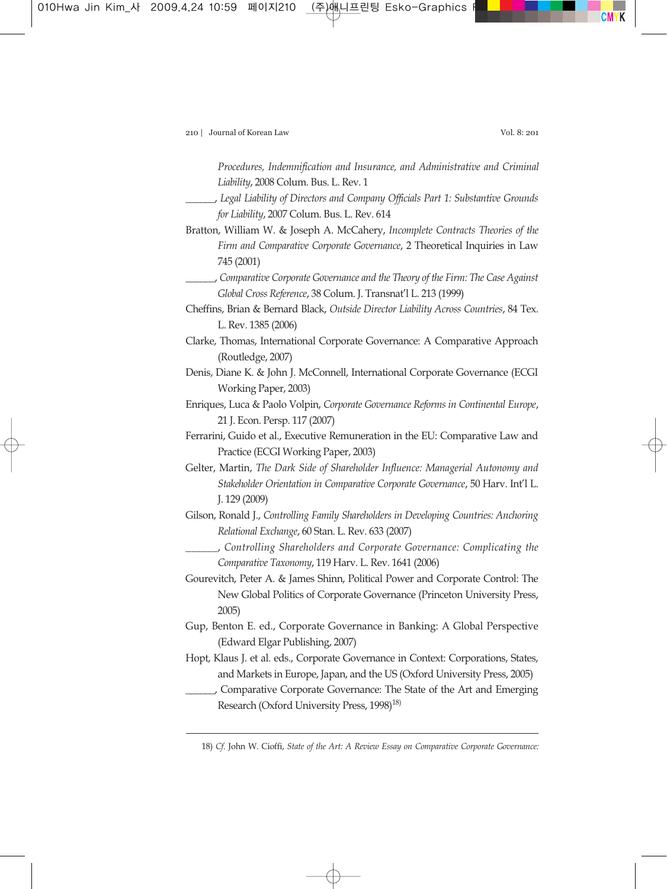*Procedures, Indemnification and Insurance, and Administrative and Criminal Liability*, 2008 Colum. Bus. L. Rev. 1

______, *Legal Liability of Directors and Company Officials Part 1: Substantive Grounds for Liability*, 2007 Colum. Bus. L. Rev. 614

Bratton, William W. & Joseph A. McCahery, *Incomplete Contracts Theories of the Firm and Comparative Corporate Governance*, 2 Theoretical Inquiries in Law 745 (2001)

______, *Comparative Corporate Governance and the Theory of the Firm: The Case Against Global Cross Reference*, 38 Colum. J. Transnat'l L. 213 (1999)

Cheffins, Brian & Bernard Black, *Outside Director Liability Across Countries*, 84 Tex. L. Rev. 1385 (2006)

Clarke, Thomas, International Corporate Governance: A Comparative Approach (Routledge, 2007)

Denis, Diane K. & John J. McConnell, International Corporate Governance (ECGI Working Paper, 2003)

Enriques, Luca & Paolo Volpin, *Corporate Governance Reforms in Continental Europe*, 21 J. Econ. Persp. 117 (2007)

Ferrarini, Guido et al., Executive Remuneration in the EU: Comparative Law and Practice (ECGI Working Paper, 2003)

Gelter, Martin, *The Dark Side of Shareholder Influence: Managerial Autonomy and Stakeholder Orientation in Comparative Corporate Governance*, 50 Harv. Int'l L. J. 129 (2009)

Gilson, Ronald J., *Controlling Family Shareholders in Developing Countries: Anchoring Relational Exchange*, 60 Stan. L. Rev. 633 (2007)

______, *Controlling Shareholders and Corporate Governance: Complicating the Comparative Taxonomy*, 119 Harv. L. Rev. 1641 (2006)

Gourevitch, Peter A. & James Shinn, Political Power and Corporate Control: The New Global Politics of Corporate Governance (Princeton University Press, 2005)

Gup, Benton E. ed., Corporate Governance in Banking: A Global Perspective (Edward Elgar Publishing, 2007)

Hopt, Klaus J. et al. eds., Corporate Governance in Context: Corporations, States, and Markets in Europe, Japan, and the US (Oxford University Press, 2005)

______, Comparative Corporate Governance: The State of the Art and Emerging Research (Oxford University Press, 1998)[18]

---

18) *Cf.* John W. Cioffi, *State of the Art: A Review Essay on Comparative Corporate Governance:*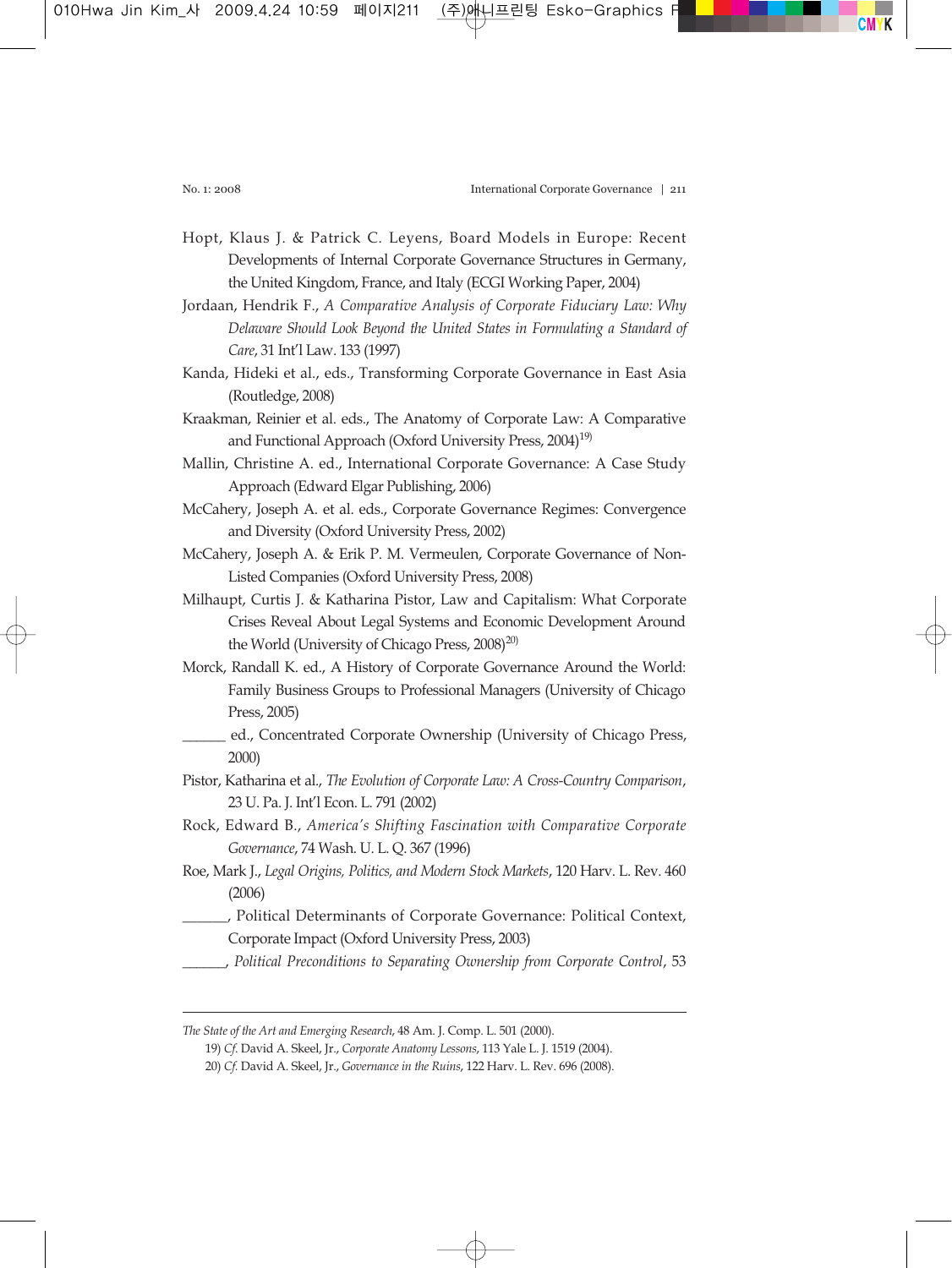Hopt, Klaus J. & Patrick C. Leyens, Board Models in Europe: Recent Developments of Internal Corporate Governance Structures in Germany, the United Kingdom, France, and Italy (ECGI Working Paper, 2004)

Jordaan, Hendrik F., *A Comparative Analysis of Corporate Fiduciary Law: Why Delaware Should Look Beyond the United States in Formulating a Standard of Care*, 31 Int'l Law. 133 (1997)

Kanda, Hideki et al., eds., Transforming Corporate Governance in East Asia (Routledge, 2008)

Kraakman, Reinier et al. eds., The Anatomy of Corporate Law: A Comparative and Functional Approach (Oxford University Press, 2004)[19]

Mallin, Christine A. ed., International Corporate Governance: A Case Study Approach (Edward Elgar Publishing, 2006)

McCahery, Joseph A. et al. eds., Corporate Governance Regimes: Convergence and Diversity (Oxford University Press, 2002)

McCahery, Joseph A. & Erik P. M. Vermeulen, Corporate Governance of Non-Listed Companies (Oxford University Press, 2008)

Milhaupt, Curtis J. & Katharina Pistor, Law and Capitalism: What Corporate Crises Reveal About Legal Systems and Economic Development Around the World (University of Chicago Press, 2008)[20]

Morck, Randall K. ed., A History of Corporate Governance Around the World: Family Business Groups to Professional Managers (University of Chicago Press, 2005)

______ ed., Concentrated Corporate Ownership (University of Chicago Press, 2000)

Pistor, Katharina et al., *The Evolution of Corporate Law: A Cross-Country Comparison*, 23 U. Pa. J. Int'l Econ. L. 791 (2002)

Rock, Edward B., *America's Shifting Fascination with Comparative Corporate Governance*, 74 Wash. U. L. Q. 367 (1996)

Roe, Mark J., *Legal Origins, Politics, and Modern Stock Markets*, 120 Harv. L. Rev. 460 (2006)

______, Political Determinants of Corporate Governance: Political Context, Corporate Impact (Oxford University Press, 2003)

______, *Political Preconditions to Separating Ownership from Corporate Control*, 53

---

*The State of the Art and Emerging Research*, 48 Am. J. Comp. L. 501 (2000).

19) *Cf.* David A. Skeel, Jr., *Corporate Anatomy Lessons*, 113 Yale L. J. 1519 (2004).

20) *Cf.* David A. Skeel, Jr., *Governance in the Ruins*, 122 Harv. L. Rev. 696 (2008).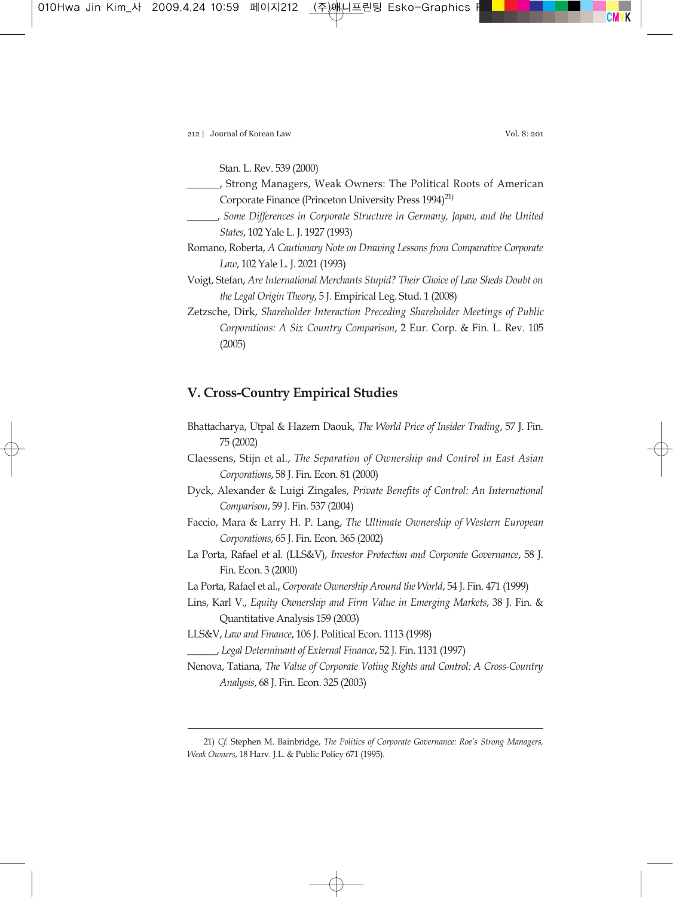Stan. L. Rev. 539 (2000)

______, Strong Managers, Weak Owners: The Political Roots of American Corporate Finance (Princeton University Press 1994)[21]

______, *Some Differences in Corporate Structure in Germany, Japan, and the United States*, 102 Yale L. J. 1927 (1993)

Romano, Roberta, *A Cautionary Note on Drawing Lessons from Comparative Corporate Law*, 102 Yale L. J. 2021 (1993)

Voigt, Stefan, *Are International Merchants Stupid? Their Choice of Law Sheds Doubt on the Legal Origin Theory*, 5 J. Empirical Leg. Stud. 1 (2008)

Zetzsche, Dirk, *Shareholder Interaction Preceding Shareholder Meetings of Public Corporations: A Six Country Comparison*, 2 Eur. Corp. & Fin. L. Rev. 105 (2005)

## V. Cross-Country Empirical Studies

Bhattacharya, Utpal & Hazem Daouk, *The World Price of Insider Trading*, 57 J. Fin. 75 (2002)

Claessens, Stijn et al., *The Separation of Ownership and Control in East Asian Corporations*, 58 J. Fin. Econ. 81 (2000)

Dyck, Alexander & Luigi Zingales, *Private Benefits of Control: An International Comparison*, 59 J. Fin. 537 (2004)

Faccio, Mara & Larry H. P. Lang, *The Ultimate Ownership of Western European Corporations*, 65 J. Fin. Econ. 365 (2002)

La Porta, Rafael et al. (LLS&V), *Investor Protection and Corporate Governance*, 58 J. Fin. Econ. 3 (2000)

La Porta, Rafael et al., *Corporate Ownership Around the World*, 54 J. Fin. 471 (1999)

Lins, Karl V., *Equity Ownership and Firm Value in Emerging Markets*, 38 J. Fin. & Quantitative Analysis 159 (2003)

LLS&V, *Law and Finance*, 106 J. Political Econ. 1113 (1998)

______, *Legal Determinant of External Finance*, 52 J. Fin. 1131 (1997)

Nenova, Tatiana, *The Value of Corporate Voting Rights and Control: A Cross-Country Analysis*, 68 J. Fin. Econ. 325 (2003)

---

21) *Cf.* Stephen M. Bainbridge, *The Politics of Corporate Governance: Roe's Strong Managers, Weak Owners*, 18 Harv. J.L. & Public Policy 671 (1995).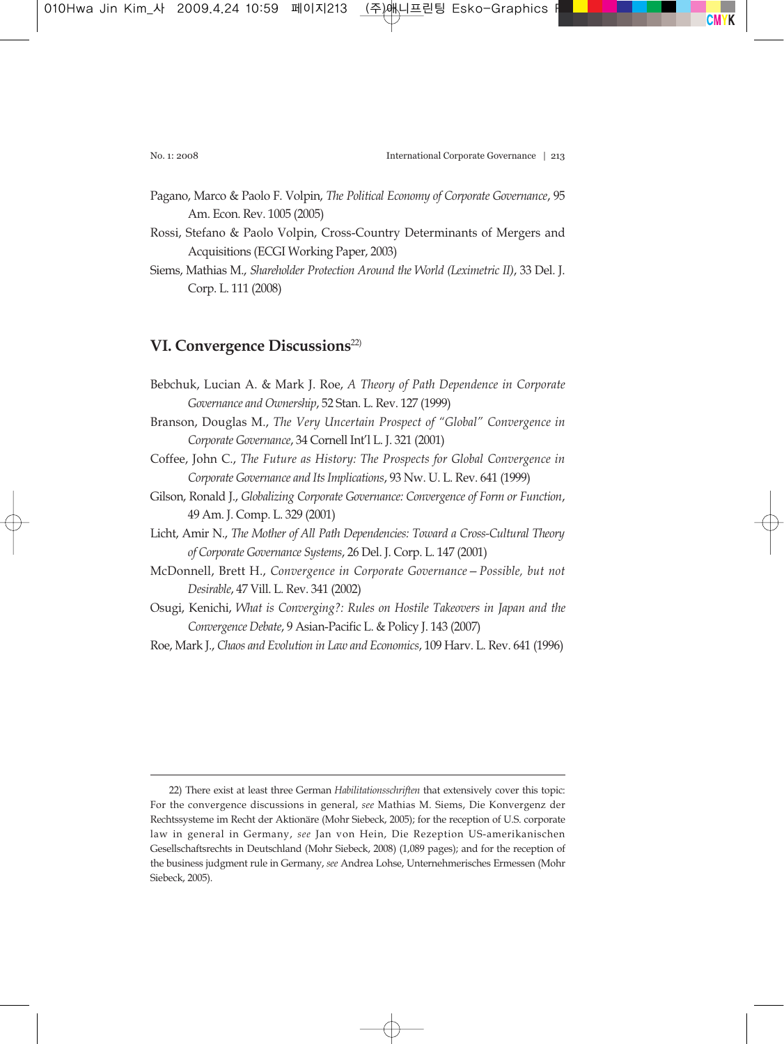Pagano, Marco & Paolo F. Volpin, *The Political Economy of Corporate Governance*, 95 Am. Econ. Rev. 1005 (2005)

Rossi, Stefano & Paolo Volpin, Cross-Country Determinants of Mergers and Acquisitions (ECGI Working Paper, 2003)

Siems, Mathias M., *Shareholder Protection Around the World (Leximetric II)*, 33 Del. J. Corp. L. 111 (2008)

## VI. Convergence Discussions[22]

Bebchuk, Lucian A. & Mark J. Roe, *A Theory of Path Dependence in Corporate Governance and Ownership*, 52 Stan. L. Rev. 127 (1999)

Branson, Douglas M., *The Very Uncertain Prospect of "Global" Convergence in Corporate Governance*, 34 Cornell Int'l L. J. 321 (2001)

Coffee, John C., *The Future as History: The Prospects for Global Convergence in Corporate Governance and Its Implications*, 93 Nw. U. L. Rev. 641 (1999)

Gilson, Ronald J., *Globalizing Corporate Governance: Convergence of Form or Function*, 49 Am. J. Comp. L. 329 (2001)

Licht, Amir N., *The Mother of All Path Dependencies: Toward a Cross-Cultural Theory of Corporate Governance Systems*, 26 Del. J. Corp. L. 147 (2001)

McDonnell, Brett H., *Convergence in Corporate Governance – Possible, but not Desirable*, 47 Vill. L. Rev. 341 (2002)

Osugi, Kenichi, *What is Converging?: Rules on Hostile Takeovers in Japan and the Convergence Debate*, 9 Asian-Pacific L. & Policy J. 143 (2007)

Roe, Mark J., *Chaos and Evolution in Law and Economics*, 109 Harv. L. Rev. 641 (1996)

---

22) There exist at least three German *Habilitationsschriften* that extensively cover this topic: For the convergence discussions in general, *see* Mathias M. Siems, Die Konvergenz der Rechtssysteme im Recht der Aktionäre (Mohr Siebeck, 2005); for the reception of U.S. corporate law in general in Germany, *see* Jan von Hein, Die Rezeption US-amerikanischen Gesellschaftsrechts in Deutschland (Mohr Siebeck, 2008) (1,089 pages); and for the reception of the business judgment rule in Germany, *see* Andrea Lohse, Unternehmerisches Ermessen (Mohr Siebeck, 2005).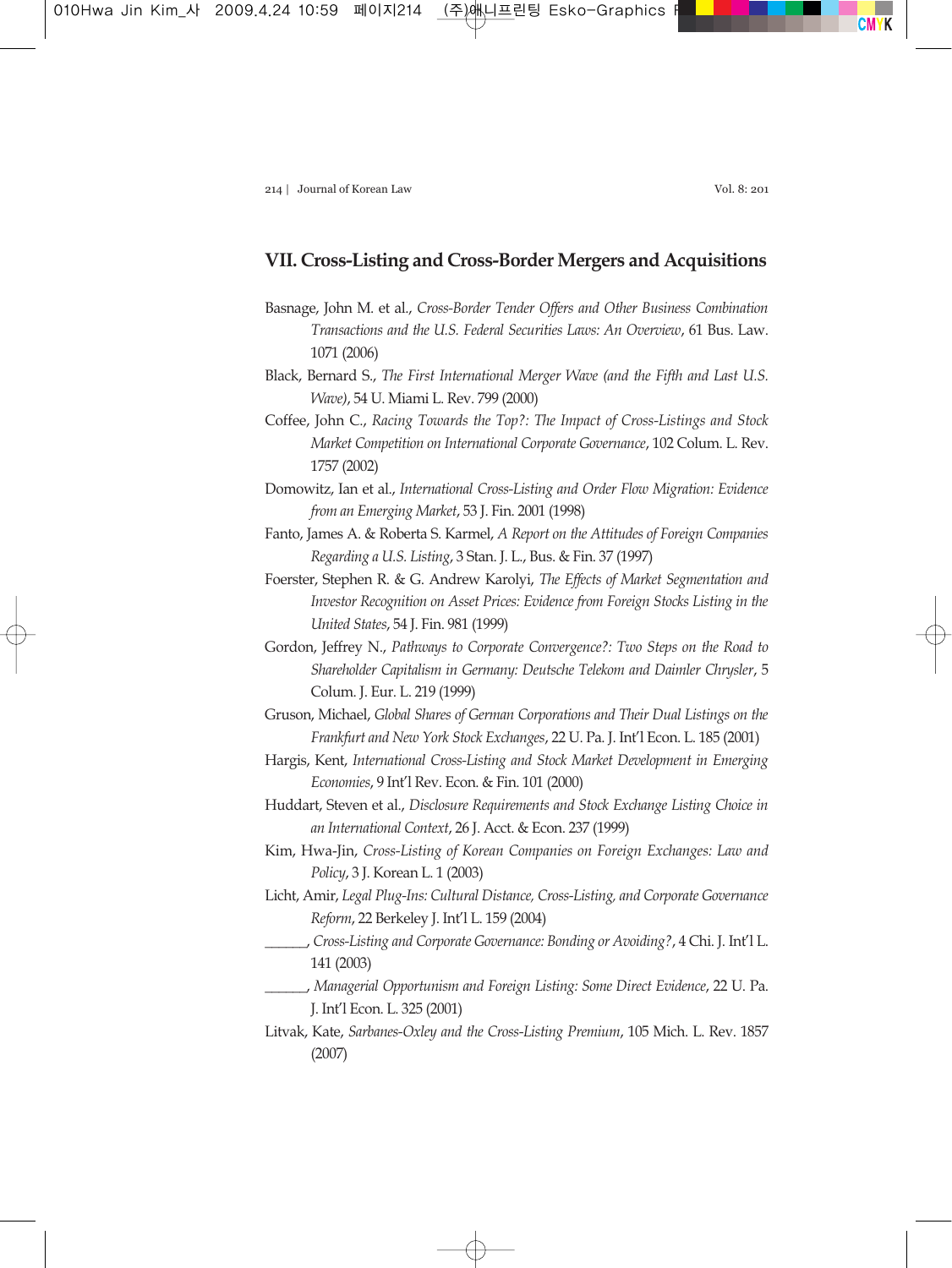## VII. Cross-Listing and Cross-Border Mergers and Acquisitions

Basnage, John M. et al., *Cross-Border Tender Offers and Other Business Combination Transactions and the U.S. Federal Securities Laws: An Overview*, 61 Bus. Law. 1071 (2006)

Black, Bernard S., *The First International Merger Wave (and the Fifth and Last U.S. Wave)*, 54 U. Miami L. Rev. 799 (2000)

Coffee, John C., *Racing Towards the Top?: The Impact of Cross-Listings and Stock Market Competition on International Corporate Governance*, 102 Colum. L. Rev. 1757 (2002)

Domowitz, Ian et al., *International Cross-Listing and Order Flow Migration: Evidence from an Emerging Market*, 53 J. Fin. 2001 (1998)

Fanto, James A. & Roberta S. Karmel, *A Report on the Attitudes of Foreign Companies Regarding a U.S. Listing*, 3 Stan. J. L., Bus. & Fin. 37 (1997)

Foerster, Stephen R. & G. Andrew Karolyi, *The Effects of Market Segmentation and Investor Recognition on Asset Prices: Evidence from Foreign Stocks Listing in the United States*, 54 J. Fin. 981 (1999)

Gordon, Jeffrey N., *Pathways to Corporate Convergence?: Two Steps on the Road to Shareholder Capitalism in Germany: Deutsche Telekom and Daimler Chrysler*, 5 Colum. J. Eur. L. 219 (1999)

Gruson, Michael, *Global Shares of German Corporations and Their Dual Listings on the Frankfurt and New York Stock Exchanges*, 22 U. Pa. J. Int'l Econ. L. 185 (2001)

Hargis, Kent, *International Cross-Listing and Stock Market Development in Emerging Economies*, 9 Int'l Rev. Econ. & Fin. 101 (2000)

Huddart, Steven et al., *Disclosure Requirements and Stock Exchange Listing Choice in an International Context*, 26 J. Acct. & Econ. 237 (1999)

Kim, Hwa-Jin, *Cross-Listing of Korean Companies on Foreign Exchanges: Law and Policy*, 3 J. Korean L. 1 (2003)

Licht, Amir, *Legal Plug-Ins: Cultural Distance, Cross-Listing, and Corporate Governance Reform*, 22 Berkeley J. Int'l L. 159 (2004)

______, *Cross-Listing and Corporate Governance: Bonding or Avoiding?*, 4 Chi. J. Int'l L. 141 (2003)

______, *Managerial Opportunism and Foreign Listing: Some Direct Evidence*, 22 U. Pa. J. Int'l Econ. L. 325 (2001)

Litvak, Kate, *Sarbanes-Oxley and the Cross-Listing Premium*, 105 Mich. L. Rev. 1857 (2007)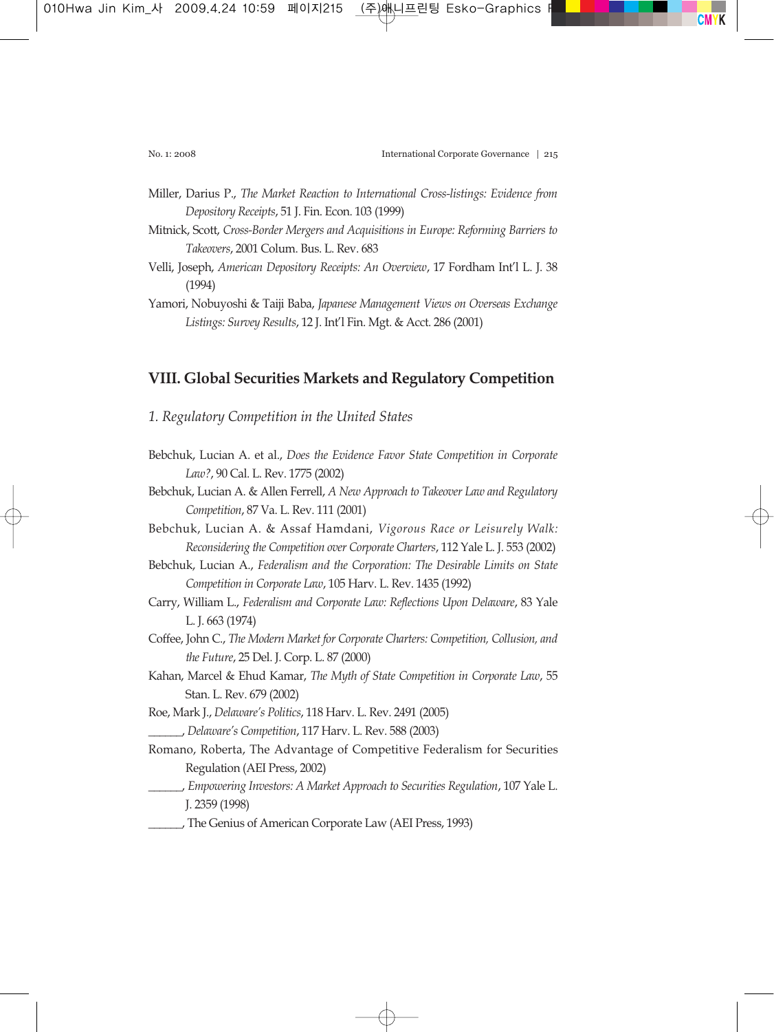Miller, Darius P., *The Market Reaction to International Cross-listings: Evidence from Depository Receipts*, 51 J. Fin. Econ. 103 (1999)

Mitnick, Scott, *Cross-Border Mergers and Acquisitions in Europe: Reforming Barriers to Takeovers*, 2001 Colum. Bus. L. Rev. 683

Velli, Joseph, *American Depository Receipts: An Overview*, 17 Fordham Int'l L. J. 38 (1994)

Yamori, Nobuyoshi & Taiji Baba, *Japanese Management Views on Overseas Exchange Listings: Survey Results*, 12 J. Int'l Fin. Mgt. & Acct. 286 (2001)

## VIII. Global Securities Markets and Regulatory Competition

### *1. Regulatory Competition in the United States*

Bebchuk, Lucian A. et al., *Does the Evidence Favor State Competition in Corporate Law?*, 90 Cal. L. Rev. 1775 (2002)

Bebchuk, Lucian A. & Allen Ferrell, *A New Approach to Takeover Law and Regulatory Competition*, 87 Va. L. Rev. 111 (2001)

Bebchuk, Lucian A. & Assaf Hamdani, *Vigorous Race or Leisurely Walk: Reconsidering the Competition over Corporate Charters*, 112 Yale L. J. 553 (2002)

Bebchuk, Lucian A., *Federalism and the Corporation: The Desirable Limits on State Competition in Corporate Law*, 105 Harv. L. Rev. 1435 (1992)

Carry, William L., *Federalism and Corporate Law: Reflections Upon Delaware*, 83 Yale L. J. 663 (1974)

Coffee, John C., *The Modern Market for Corporate Charters: Competition, Collusion, and the Future*, 25 Del. J. Corp. L. 87 (2000)

Kahan, Marcel & Ehud Kamar, *The Myth of State Competition in Corporate Law*, 55 Stan. L. Rev. 679 (2002)

Roe, Mark J., *Delaware's Politics*, 118 Harv. L. Rev. 2491 (2005)

______, *Delaware's Competition*, 117 Harv. L. Rev. 588 (2003)

Romano, Roberta, The Advantage of Competitive Federalism for Securities Regulation (AEI Press, 2002)

______, *Empowering Investors: A Market Approach to Securities Regulation*, 107 Yale L. J. 2359 (1998)

______, The Genius of American Corporate Law (AEI Press, 1993)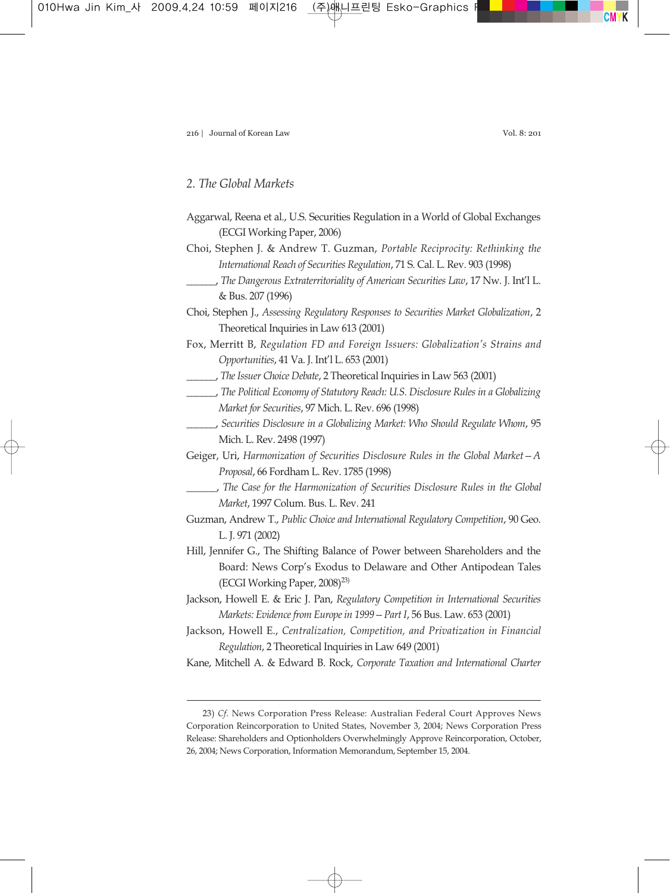### 2. The Global Markets

Aggarwal, Reena et al., U.S. Securities Regulation in a World of Global Exchanges (ECGI Working Paper, 2006)

Choi, Stephen J. & Andrew T. Guzman, *Portable Reciprocity: Rethinking the International Reach of Securities Regulation*, 71 S. Cal. L. Rev. 903 (1998)

______, *The Dangerous Extraterritoriality of American Securities Law*, 17 Nw. J. Int'l L. & Bus. 207 (1996)

Choi, Stephen J., *Assessing Regulatory Responses to Securities Market Globalization*, 2 Theoretical Inquiries in Law 613 (2001)

Fox, Merritt B, *Regulation FD and Foreign Issuers: Globalization's Strains and Opportunities*, 41 Va. J. Int'l L. 653 (2001)

______, *The Issuer Choice Debate*, 2 Theoretical Inquiries in Law 563 (2001)

______, *The Political Economy of Statutory Reach: U.S. Disclosure Rules in a Globalizing Market for Securities*, 97 Mich. L. Rev. 696 (1998)

______, *Securities Disclosure in a Globalizing Market: Who Should Regulate Whom*, 95 Mich. L. Rev. 2498 (1997)

Geiger, Uri, *Harmonization of Securities Disclosure Rules in the Global Market – A Proposal*, 66 Fordham L. Rev. 1785 (1998)

______, *The Case for the Harmonization of Securities Disclosure Rules in the Global Market*, 1997 Colum. Bus. L. Rev. 241

Guzman, Andrew T., *Public Choice and International Regulatory Competition*, 90 Geo. L. J. 971 (2002)

Hill, Jennifer G., The Shifting Balance of Power between Shareholders and the Board: News Corp's Exodus to Delaware and Other Antipodean Tales (ECGI Working Paper, 2008)[23]

Jackson, Howell E. & Eric J. Pan, *Regulatory Competition in International Securities Markets: Evidence from Europe in 1999 – Part I*, 56 Bus. Law. 653 (2001)

Jackson, Howell E., *Centralization, Competition, and Privatization in Financial Regulation*, 2 Theoretical Inquiries in Law 649 (2001)

Kane, Mitchell A. & Edward B. Rock, *Corporate Taxation and International Charter*

---

23) *Cf.* News Corporation Press Release: Australian Federal Court Approves News Corporation Reincorporation to United States, November 3, 2004; News Corporation Press Release: Shareholders and Optionholders Overwhelmingly Approve Reincorporation, October, 26, 2004; News Corporation, Information Memorandum, September 15, 2004.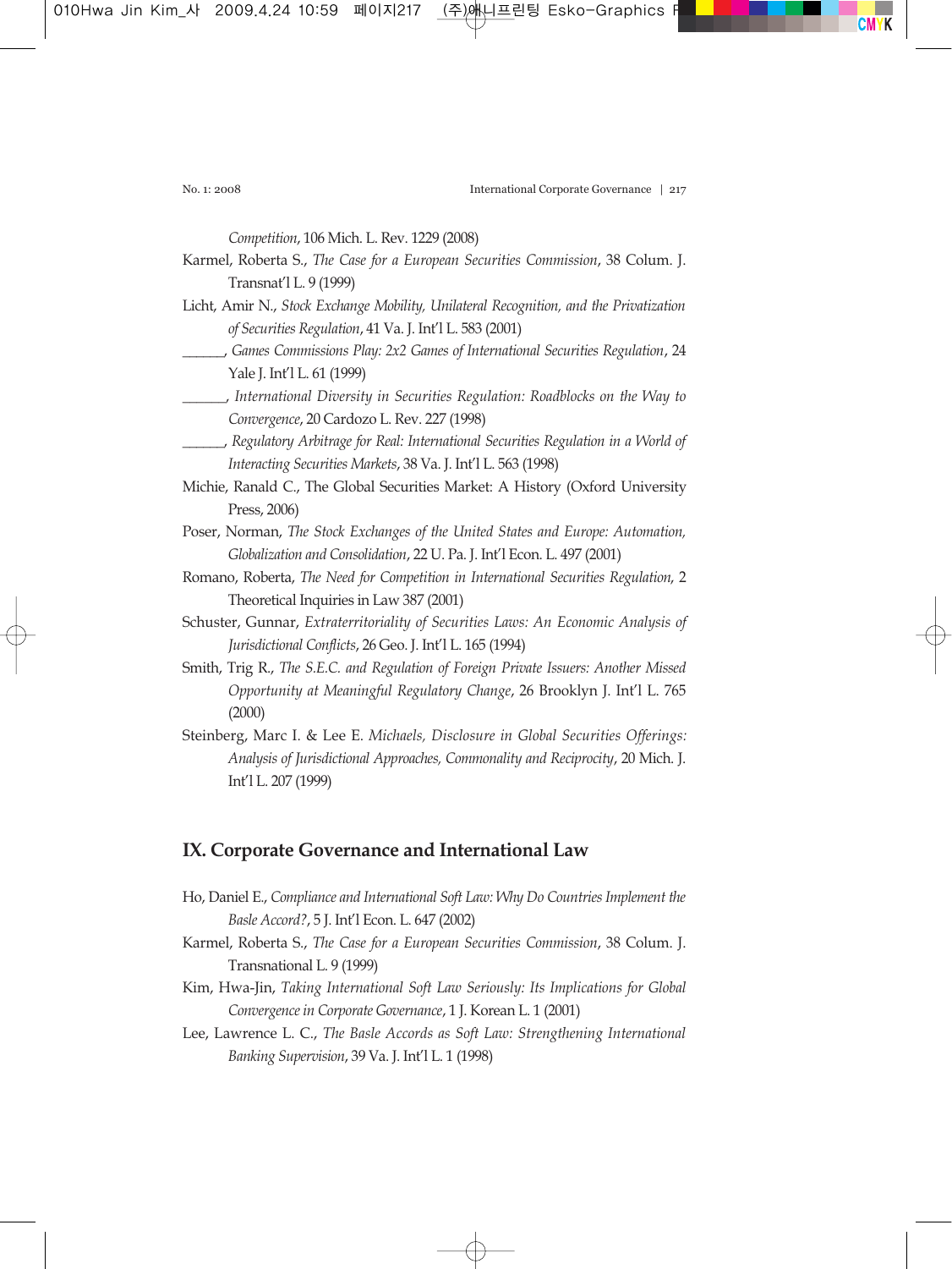*Competition*, 106 Mich. L. Rev. 1229 (2008)

Karmel, Roberta S., *The Case for a European Securities Commission*, 38 Colum. J. Transnat'l L. 9 (1999)

Licht, Amir N., *Stock Exchange Mobility, Unilateral Recognition, and the Privatization of Securities Regulation*, 41 Va. J. Int'l L. 583 (2001)

______, *Games Commissions Play: 2x2 Games of International Securities Regulation*, 24 Yale J. Int'l L. 61 (1999)

______, *International Diversity in Securities Regulation: Roadblocks on the Way to Convergence*, 20 Cardozo L. Rev. 227 (1998)

______, *Regulatory Arbitrage for Real: International Securities Regulation in a World of Interacting Securities Markets*, 38 Va. J. Int'l L. 563 (1998)

Michie, Ranald C., The Global Securities Market: A History (Oxford University Press, 2006)

Poser, Norman, *The Stock Exchanges of the United States and Europe: Automation, Globalization and Consolidation*, 22 U. Pa. J. Int'l Econ. L. 497 (2001)

Romano, Roberta, *The Need for Competition in International Securities Regulation*, 2 Theoretical Inquiries in Law 387 (2001)

Schuster, Gunnar, *Extraterritoriality of Securities Laws: An Economic Analysis of Jurisdictional Conflicts*, 26 Geo. J. Int'l L. 165 (1994)

Smith, Trig R., *The S.E.C. and Regulation of Foreign Private Issuers: Another Missed Opportunity at Meaningful Regulatory Change*, 26 Brooklyn J. Int'l L. 765 (2000)

Steinberg, Marc I. & Lee E. *Michaels, Disclosure in Global Securities Offerings: Analysis of Jurisdictional Approaches, Commonality and Reciprocity*, 20 Mich. J. Int'l L. 207 (1999)

## IX. Corporate Governance and International Law

Ho, Daniel E., *Compliance and International Soft Law: Why Do Countries Implement the Basle Accord?*, 5 J. Int'l Econ. L. 647 (2002)

Karmel, Roberta S., *The Case for a European Securities Commission*, 38 Colum. J. Transnational L. 9 (1999)

Kim, Hwa-Jin, *Taking International Soft Law Seriously: Its Implications for Global Convergence in Corporate Governance*, 1 J. Korean L. 1 (2001)

Lee, Lawrence L. C., *The Basle Accords as Soft Law: Strengthening International Banking Supervision*, 39 Va. J. Int'l L. 1 (1998)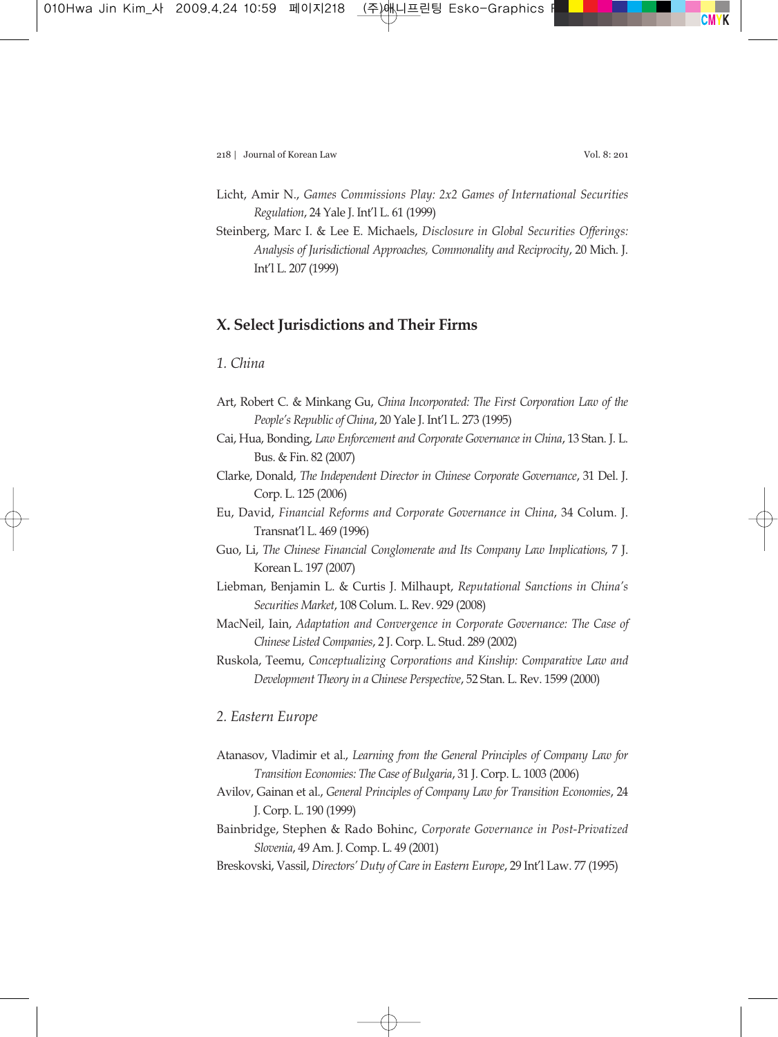Licht, Amir N., *Games Commissions Play: 2x2 Games of International Securities Regulation*, 24 Yale J. Int'l L. 61 (1999)

Steinberg, Marc I. & Lee E. Michaels, *Disclosure in Global Securities Offerings: Analysis of Jurisdictional Approaches, Commonality and Reciprocity*, 20 Mich. J. Int'l L. 207 (1999)

## X. Select Jurisdictions and Their Firms

### *1. China*

Art, Robert C. & Minkang Gu, *China Incorporated: The First Corporation Law of the People's Republic of China*, 20 Yale J. Int'l L. 273 (1995)

Cai, Hua, Bonding, *Law Enforcement and Corporate Governance in China*, 13 Stan. J. L. Bus. & Fin. 82 (2007)

Clarke, Donald, *The Independent Director in Chinese Corporate Governance*, 31 Del. J. Corp. L. 125 (2006)

Eu, David, *Financial Reforms and Corporate Governance in China*, 34 Colum. J. Transnat'l L. 469 (1996)

Guo, Li, *The Chinese Financial Conglomerate and Its Company Law Implications*, 7 J. Korean L. 197 (2007)

Liebman, Benjamin L. & Curtis J. Milhaupt, *Reputational Sanctions in China's Securities Market*, 108 Colum. L. Rev. 929 (2008)

MacNeil, Iain, *Adaptation and Convergence in Corporate Governance: The Case of Chinese Listed Companies*, 2 J. Corp. L. Stud. 289 (2002)

Ruskola, Teemu, *Conceptualizing Corporations and Kinship: Comparative Law and Development Theory in a Chinese Perspective*, 52 Stan. L. Rev. 1599 (2000)

### *2. Eastern Europe*

Atanasov, Vladimir et al., *Learning from the General Principles of Company Law for Transition Economies: The Case of Bulgaria*, 31 J. Corp. L. 1003 (2006)

Avilov, Gainan et al., *General Principles of Company Law for Transition Economies*, 24 J. Corp. L. 190 (1999)

Bainbridge, Stephen & Rado Bohinc, *Corporate Governance in Post-Privatized Slovenia*, 49 Am. J. Comp. L. 49 (2001)

Breskovski, Vassil, *Directors' Duty of Care in Eastern Europe*, 29 Int'l Law. 77 (1995)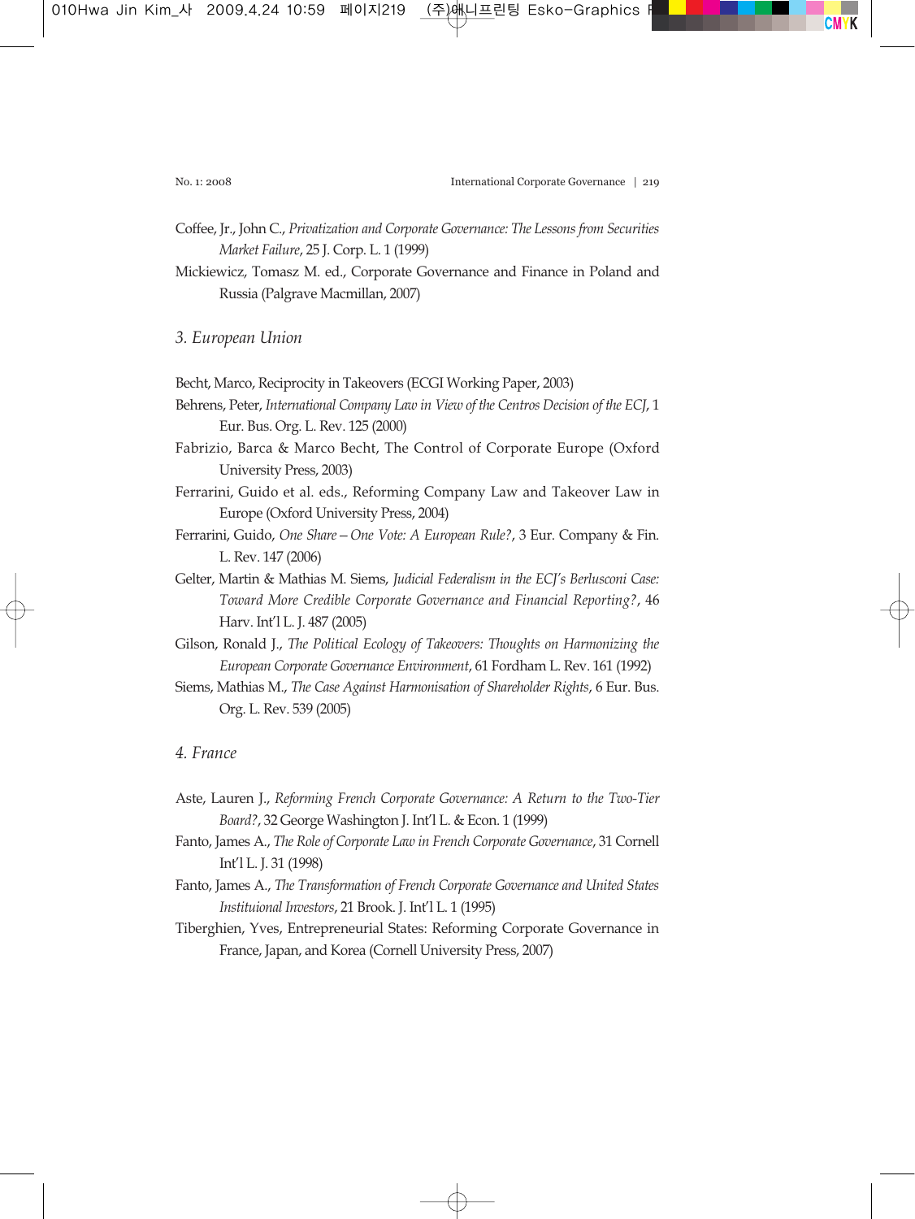Coffee, Jr., John C., *Privatization and Corporate Governance: The Lessons from Securities Market Failure*, 25 J. Corp. L. 1 (1999)

Mickiewicz, Tomasz M. ed., Corporate Governance and Finance in Poland and Russia (Palgrave Macmillan, 2007)

### *3. European Union*

Becht, Marco, Reciprocity in Takeovers (ECGI Working Paper, 2003)

Behrens, Peter, *International Company Law in View of the Centros Decision of the ECJ*, 1 Eur. Bus. Org. L. Rev. 125 (2000)

Fabrizio, Barca & Marco Becht, The Control of Corporate Europe (Oxford University Press, 2003)

Ferrarini, Guido et al. eds., Reforming Company Law and Takeover Law in Europe (Oxford University Press, 2004)

Ferrarini, Guido, *One Share – One Vote: A European Rule?*, 3 Eur. Company & Fin. L. Rev. 147 (2006)

Gelter, Martin & Mathias M. Siems, *Judicial Federalism in the ECJ's Berlusconi Case: Toward More Credible Corporate Governance and Financial Reporting?*, 46 Harv. Int'l L. J. 487 (2005)

Gilson, Ronald J., *The Political Ecology of Takeovers: Thoughts on Harmonizing the European Corporate Governance Environment*, 61 Fordham L. Rev. 161 (1992)

Siems, Mathias M., *The Case Against Harmonisation of Shareholder Rights*, 6 Eur. Bus. Org. L. Rev. 539 (2005)

### *4. France*

Aste, Lauren J., *Reforming French Corporate Governance: A Return to the Two-Tier Board?*, 32 George Washington J. Int'l L. & Econ. 1 (1999)

Fanto, James A., *The Role of Corporate Law in French Corporate Governance*, 31 Cornell Int'l L. J. 31 (1998)

Fanto, James A., *The Transformation of French Corporate Governance and United States Instituional Investors*, 21 Brook. J. Int'l L. 1 (1995)

Tiberghien, Yves, Entrepreneurial States: Reforming Corporate Governance in France, Japan, and Korea (Cornell University Press, 2007)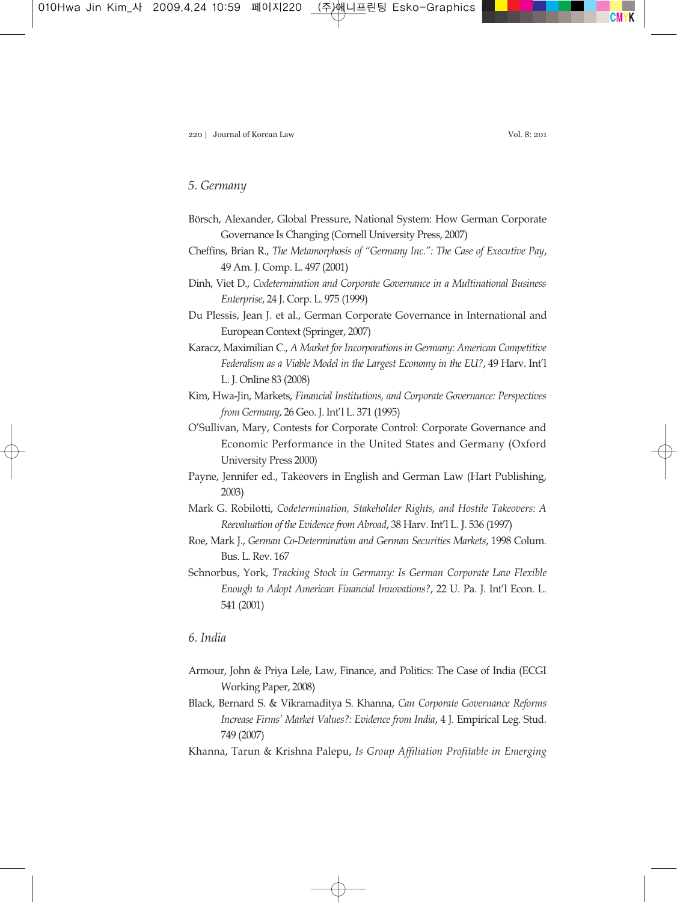### *5. Germany*

Börsch, Alexander, Global Pressure, National System: How German Corporate Governance Is Changing (Cornell University Press, 2007)

Cheffins, Brian R., *The Metamorphosis of "Germany Inc.": The Case of Executive Pay*, 49 Am. J. Comp. L. 497 (2001)

Dinh, Viet D., *Codetermination and Corporate Governance in a Multinational Business Enterprise*, 24 J. Corp. L. 975 (1999)

Du Plessis, Jean J. et al., German Corporate Governance in International and European Context (Springer, 2007)

Karacz, Maximilian C., *A Market for Incorporations in Germany: American Competitive Federalism as a Viable Model in the Largest Economy in the EU?*, 49 Harv. Int'l L. J. Online 83 (2008)

Kim, Hwa-Jin, Markets, *Financial Institutions, and Corporate Governance: Perspectives from Germany*, 26 Geo. J. Int'l L. 371 (1995)

O'Sullivan, Mary, Contests for Corporate Control: Corporate Governance and Economic Performance in the United States and Germany (Oxford University Press 2000)

Payne, Jennifer ed., Takeovers in English and German Law (Hart Publishing, 2003)

Mark G. Robilotti, *Codetermination, Stakeholder Rights, and Hostile Takeovers: A Reevaluation of the Evidence from Abroad*, 38 Harv. Int'l L. J. 536 (1997)

Roe, Mark J., *German Co-Determination and German Securities Markets*, 1998 Colum. Bus. L. Rev. 167

Schnorbus, York, *Tracking Stock in Germany: Is German Corporate Law Flexible Enough to Adopt American Financial Innovations?*, 22 U. Pa. J. Int'l Econ. L. 541 (2001)

### *6. India*

Armour, John & Priya Lele, Law, Finance, and Politics: The Case of India (ECGI Working Paper, 2008)

Black, Bernard S. & Vikramaditya S. Khanna, *Can Corporate Governance Reforms Increase Firms' Market Values?: Evidence from India*, 4 J. Empirical Leg. Stud. 749 (2007)

Khanna, Tarun & Krishna Palepu, *Is Group Affiliation Profitable in Emerging*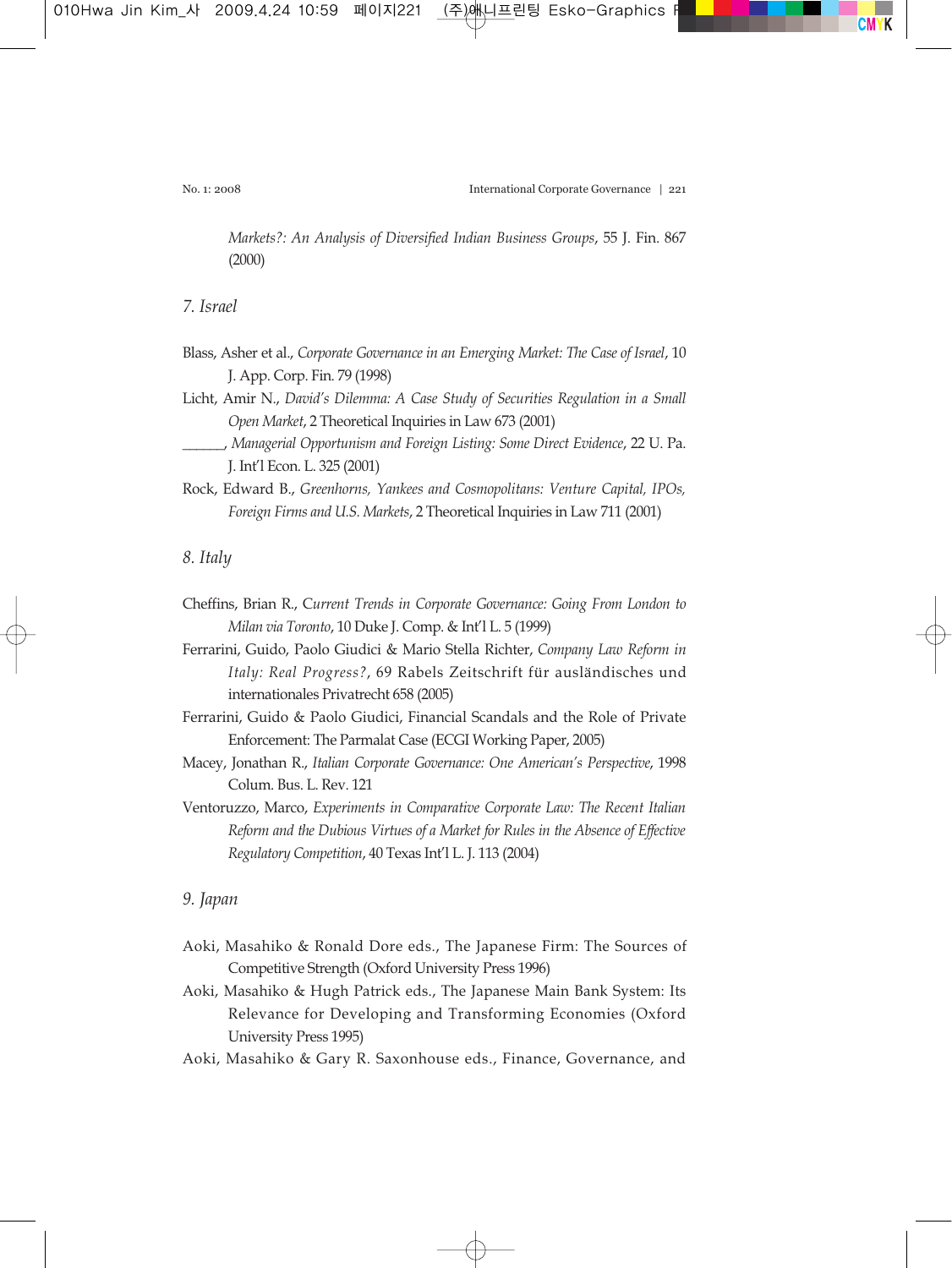*Markets?: An Analysis of Diversified Indian Business Groups*, 55 J. Fin. 867 (2000)

### *7. Israel*

Blass, Asher et al., *Corporate Governance in an Emerging Market: The Case of Israel*, 10 J. App. Corp. Fin. 79 (1998)

Licht, Amir N., *David's Dilemma: A Case Study of Securities Regulation in a Small Open Market*, 2 Theoretical Inquiries in Law 673 (2001)

______, *Managerial Opportunism and Foreign Listing: Some Direct Evidence*, 22 U. Pa. J. Int'l Econ. L. 325 (2001)

Rock, Edward B., *Greenhorns, Yankees and Cosmopolitans: Venture Capital, IPOs, Foreign Firms and U.S. Markets*, 2 Theoretical Inquiries in Law 711 (2001)

### *8. Italy*

Cheffins, Brian R., *Current Trends in Corporate Governance: Going From London to Milan via Toronto*, 10 Duke J. Comp. & Int'l L. 5 (1999)

Ferrarini, Guido, Paolo Giudici & Mario Stella Richter, *Company Law Reform in Italy: Real Progress?*, 69 Rabels Zeitschrift für ausländisches und internationales Privatrecht 658 (2005)

Ferrarini, Guido & Paolo Giudici, Financial Scandals and the Role of Private Enforcement: The Parmalat Case (ECGI Working Paper, 2005)

Macey, Jonathan R., *Italian Corporate Governance: One American's Perspective*, 1998 Colum. Bus. L. Rev. 121

Ventoruzzo, Marco, *Experiments in Comparative Corporate Law: The Recent Italian Reform and the Dubious Virtues of a Market for Rules in the Absence of Effective Regulatory Competition*, 40 Texas Int'l L. J. 113 (2004)

### *9. Japan*

Aoki, Masahiko & Ronald Dore eds., The Japanese Firm: The Sources of Competitive Strength (Oxford University Press 1996)

Aoki, Masahiko & Hugh Patrick eds., The Japanese Main Bank System: Its Relevance for Developing and Transforming Economies (Oxford University Press 1995)

Aoki, Masahiko & Gary R. Saxonhouse eds., Finance, Governance, and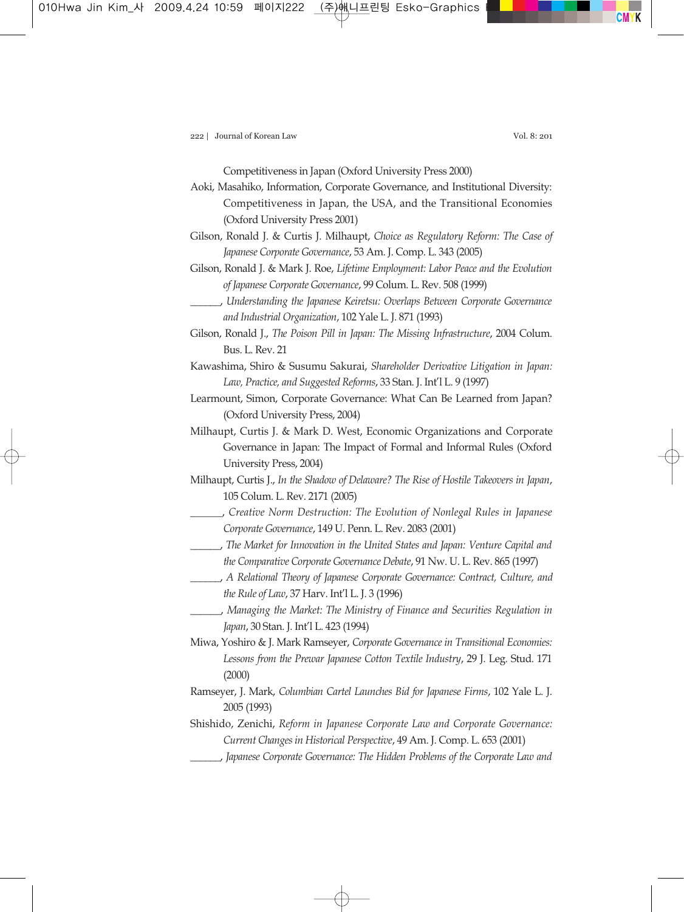Competitiveness in Japan (Oxford University Press 2000)

Aoki, Masahiko, Information, Corporate Governance, and Institutional Diversity: Competitiveness in Japan, the USA, and the Transitional Economies (Oxford University Press 2001)

Gilson, Ronald J. & Curtis J. Milhaupt, *Choice as Regulatory Reform: The Case of Japanese Corporate Governance*, 53 Am. J. Comp. L. 343 (2005)

Gilson, Ronald J. & Mark J. Roe, *Lifetime Employment: Labor Peace and the Evolution of Japanese Corporate Governance*, 99 Colum. L. Rev. 508 (1999)

______, *Understanding the Japanese Keiretsu: Overlaps Between Corporate Governance and Industrial Organization*, 102 Yale L. J. 871 (1993)

Gilson, Ronald J., *The Poison Pill in Japan: The Missing Infrastructure*, 2004 Colum. Bus. L. Rev. 21

Kawashima, Shiro & Susumu Sakurai, *Shareholder Derivative Litigation in Japan: Law, Practice, and Suggested Reforms*, 33 Stan. J. Int'l L. 9 (1997)

Learmount, Simon, Corporate Governance: What Can Be Learned from Japan? (Oxford University Press, 2004)

Milhaupt, Curtis J. & Mark D. West, Economic Organizations and Corporate Governance in Japan: The Impact of Formal and Informal Rules (Oxford University Press, 2004)

Milhaupt, Curtis J., *In the Shadow of Delaware? The Rise of Hostile Takeovers in Japan*, 105 Colum. L. Rev. 2171 (2005)

______, *Creative Norm Destruction: The Evolution of Nonlegal Rules in Japanese Corporate Governance*, 149 U. Penn. L. Rev. 2083 (2001)

______, *The Market for Innovation in the United States and Japan: Venture Capital and the Comparative Corporate Governance Debate*, 91 Nw. U. L. Rev. 865 (1997)

______, *A Relational Theory of Japanese Corporate Governance: Contract, Culture, and the Rule of Law*, 37 Harv. Int'l L. J. 3 (1996)

______, *Managing the Market: The Ministry of Finance and Securities Regulation in Japan*, 30 Stan. J. Int'l L. 423 (1994)

Miwa, Yoshiro & J. Mark Ramseyer, *Corporate Governance in Transitional Economies: Lessons from the Prewar Japanese Cotton Textile Industry*, 29 J. Leg. Stud. 171 (2000)

Ramseyer, J. Mark, *Columbian Cartel Launches Bid for Japanese Firms*, 102 Yale L. J. 2005 (1993)

Shishido, Zenichi, *Reform in Japanese Corporate Law and Corporate Governance: Current Changes in Historical Perspective*, 49 Am. J. Comp. L. 653 (2001)

______, *Japanese Corporate Governance: The Hidden Problems of the Corporate Law and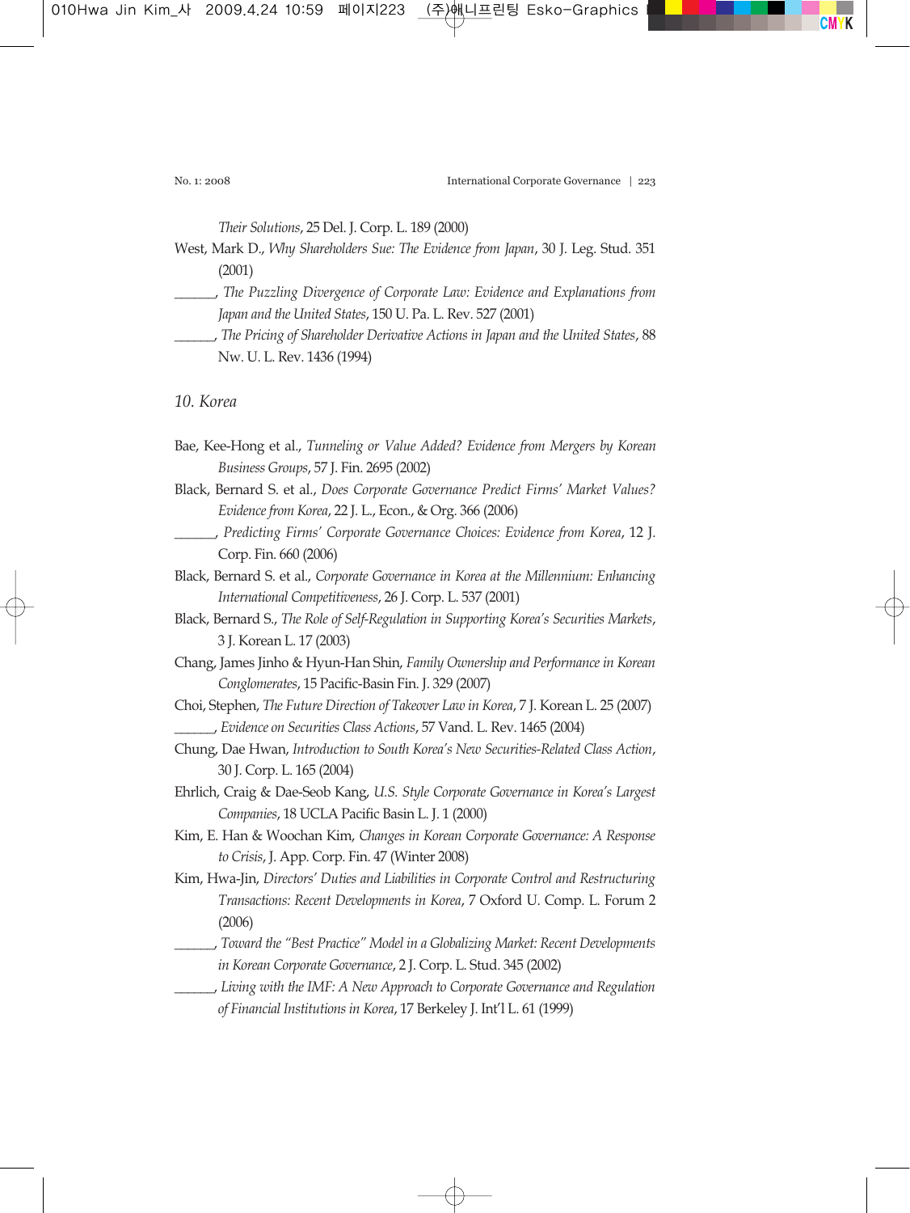*Their Solutions*, 25 Del. J. Corp. L. 189 (2000)

West, Mark D., *Why Shareholders Sue: The Evidence from Japan*, 30 J. Leg. Stud. 351 (2001)

______, *The Puzzling Divergence of Corporate Law: Evidence and Explanations from Japan and the United States*, 150 U. Pa. L. Rev. 527 (2001)

______, *The Pricing of Shareholder Derivative Actions in Japan and the United States*, 88 Nw. U. L. Rev. 1436 (1994)

### 10. Korea

Bae, Kee-Hong et al., *Tunneling or Value Added? Evidence from Mergers by Korean Business Groups*, 57 J. Fin. 2695 (2002)

Black, Bernard S. et al., *Does Corporate Governance Predict Firms' Market Values? Evidence from Korea*, 22 J. L., Econ., & Org. 366 (2006)

______, *Predicting Firms' Corporate Governance Choices: Evidence from Korea*, 12 J. Corp. Fin. 660 (2006)

Black, Bernard S. et al., *Corporate Governance in Korea at the Millennium: Enhancing International Competitiveness*, 26 J. Corp. L. 537 (2001)

Black, Bernard S., *The Role of Self-Regulation in Supporting Korea's Securities Markets*, 3 J. Korean L. 17 (2003)

Chang, James Jinho & Hyun-Han Shin, *Family Ownership and Performance in Korean Conglomerates*, 15 Pacific-Basin Fin. J. 329 (2007)

Choi, Stephen, *The Future Direction of Takeover Law in Korea*, 7 J. Korean L. 25 (2007)

______, *Evidence on Securities Class Actions*, 57 Vand. L. Rev. 1465 (2004)

Chung, Dae Hwan, *Introduction to South Korea's New Securities-Related Class Action*, 30 J. Corp. L. 165 (2004)

Ehrlich, Craig & Dae-Seob Kang, *U.S. Style Corporate Governance in Korea's Largest Companies*, 18 UCLA Pacific Basin L. J. 1 (2000)

Kim, E. Han & Woochan Kim, *Changes in Korean Corporate Governance: A Response to Crisis*, J. App. Corp. Fin. 47 (Winter 2008)

Kim, Hwa-Jin, *Directors' Duties and Liabilities in Corporate Control and Restructuring Transactions: Recent Developments in Korea*, 7 Oxford U. Comp. L. Forum 2 (2006)

______, *Toward the "Best Practice" Model in a Globalizing Market: Recent Developments in Korean Corporate Governance*, 2 J. Corp. L. Stud. 345 (2002)

______, *Living with the IMF: A New Approach to Corporate Governance and Regulation of Financial Institutions in Korea*, 17 Berkeley J. Int'l L. 61 (1999)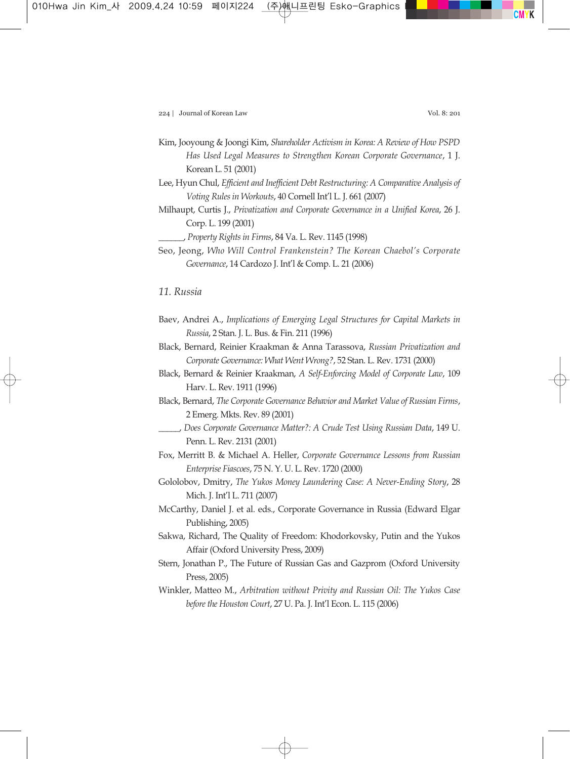Kim, Jooyoung & Joongi Kim, *Shareholder Activism in Korea: A Review of How PSPD Has Used Legal Measures to Strengthen Korean Corporate Governance*, 1 J. Korean L. 51 (2001)

Lee, Hyun Chul, *Efficient and Inefficient Debt Restructuring: A Comparative Analysis of Voting Rules in Workouts*, 40 Cornell Int'l L. J. 661 (2007)

Milhaupt, Curtis J., *Privatization and Corporate Governance in a Unified Korea*, 26 J. Corp. L. 199 (2001)

______, *Property Rights in Firms*, 84 Va. L. Rev. 1145 (1998)

Seo, Jeong, *Who Will Control Frankenstein? The Korean Chaebol's Corporate Governance*, 14 Cardozo J. Int'l & Comp. L. 21 (2006)

### *11. Russia*

Baev, Andrei A., *Implications of Emerging Legal Structures for Capital Markets in Russia*, 2 Stan. J. L. Bus. & Fin. 211 (1996)

Black, Bernard, Reinier Kraakman & Anna Tarassova, *Russian Privatization and Corporate Governance: What Went Wrong?*, 52 Stan. L. Rev. 1731 (2000)

Black, Bernard & Reinier Kraakman, *A Self-Enforcing Model of Corporate Law*, 109 Harv. L. Rev. 1911 (1996)

Black, Bernard, *The Corporate Governance Behavior and Market Value of Russian Firms*, 2 Emerg. Mkts. Rev. 89 (2001)

_____, *Does Corporate Governance Matter?: A Crude Test Using Russian Data*, 149 U. Penn. L. Rev. 2131 (2001)

Fox, Merritt B. & Michael A. Heller, *Corporate Governance Lessons from Russian Enterprise Fiascoes*, 75 N. Y. U. L. Rev. 1720 (2000)

Gololobov, Dmitry, *The Yukos Money Laundering Case: A Never-Ending Story*, 28 Mich. J. Int'l L. 711 (2007)

McCarthy, Daniel J. et al. eds., Corporate Governance in Russia (Edward Elgar Publishing, 2005)

Sakwa, Richard, The Quality of Freedom: Khodorkovsky, Putin and the Yukos Affair (Oxford University Press, 2009)

Stern, Jonathan P., The Future of Russian Gas and Gazprom (Oxford University Press, 2005)

Winkler, Matteo M., *Arbitration without Privity and Russian Oil: The Yukos Case before the Houston Court*, 27 U. Pa. J. Int'l Econ. L. 115 (2006)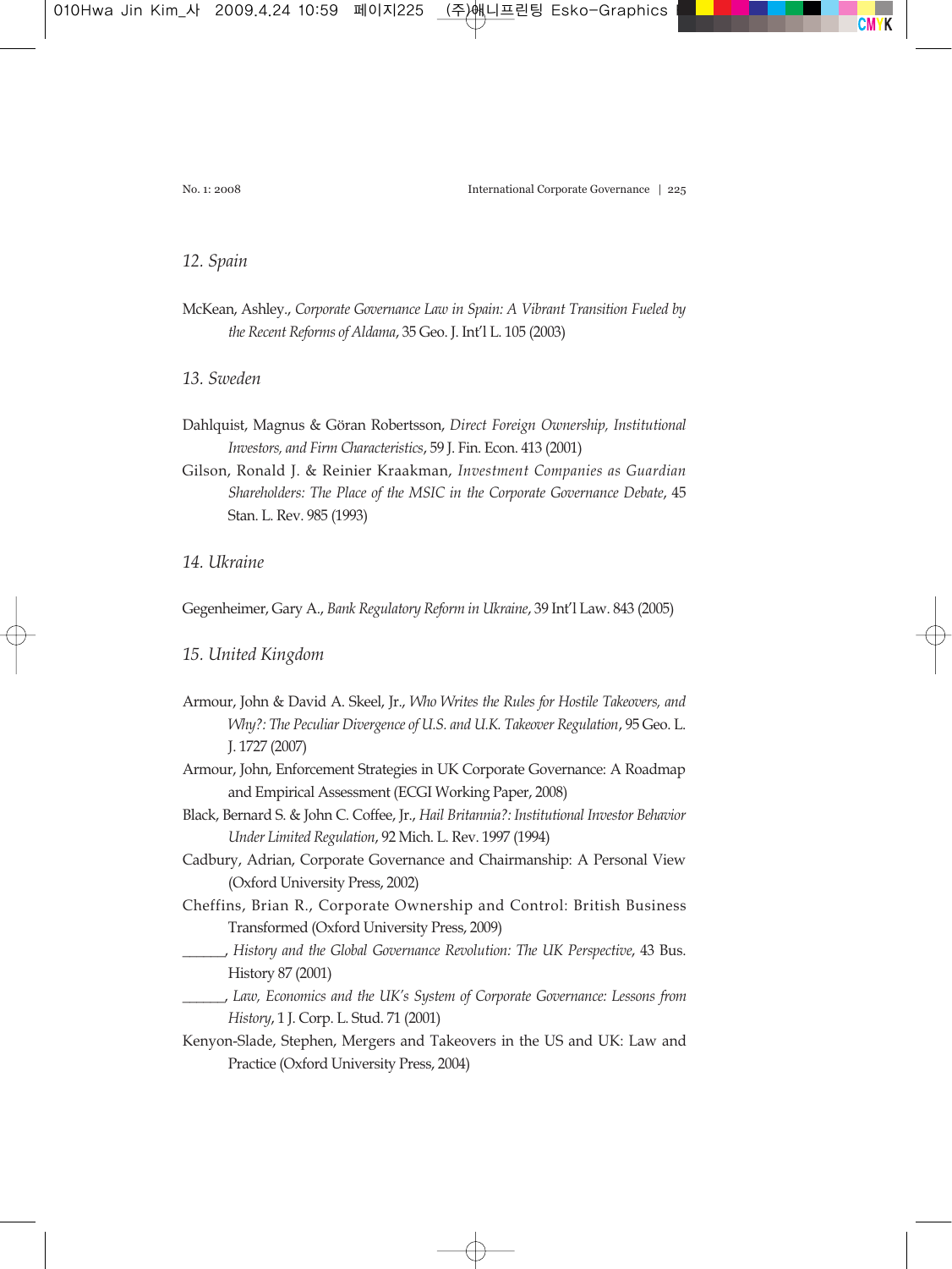## *12. Spain*

McKean, Ashley., *Corporate Governance Law in Spain: A Vibrant Transition Fueled by the Recent Reforms of Aldama*, 35 Geo. J. Int'l L. 105 (2003)

## *13. Sweden*

Dahlquist, Magnus & Göran Robertsson, *Direct Foreign Ownership, Institutional Investors, and Firm Characteristics*, 59 J. Fin. Econ. 413 (2001)

Gilson, Ronald J. & Reinier Kraakman, *Investment Companies as Guardian Shareholders: The Place of the MSIC in the Corporate Governance Debate*, 45 Stan. L. Rev. 985 (1993)

## *14. Ukraine*

Gegenheimer, Gary A., *Bank Regulatory Reform in Ukraine*, 39 Int'l Law. 843 (2005)

## *15. United Kingdom*

Armour, John & David A. Skeel, Jr., *Who Writes the Rules for Hostile Takeovers, and Why?: The Peculiar Divergence of U.S. and U.K. Takeover Regulation*, 95 Geo. L. J. 1727 (2007)

Armour, John, Enforcement Strategies in UK Corporate Governance: A Roadmap and Empirical Assessment (ECGI Working Paper, 2008)

Black, Bernard S. & John C. Coffee, Jr., *Hail Britannia?: Institutional Investor Behavior Under Limited Regulation*, 92 Mich. L. Rev. 1997 (1994)

Cadbury, Adrian, Corporate Governance and Chairmanship: A Personal View (Oxford University Press, 2002)

Cheffins, Brian R., Corporate Ownership and Control: British Business Transformed (Oxford University Press, 2009)

______, *History and the Global Governance Revolution: The UK Perspective*, 43 Bus. History 87 (2001)

______, *Law, Economics and the UK's System of Corporate Governance: Lessons from History*, 1 J. Corp. L. Stud. 71 (2001)

Kenyon-Slade, Stephen, Mergers and Takeovers in the US and UK: Law and Practice (Oxford University Press, 2004)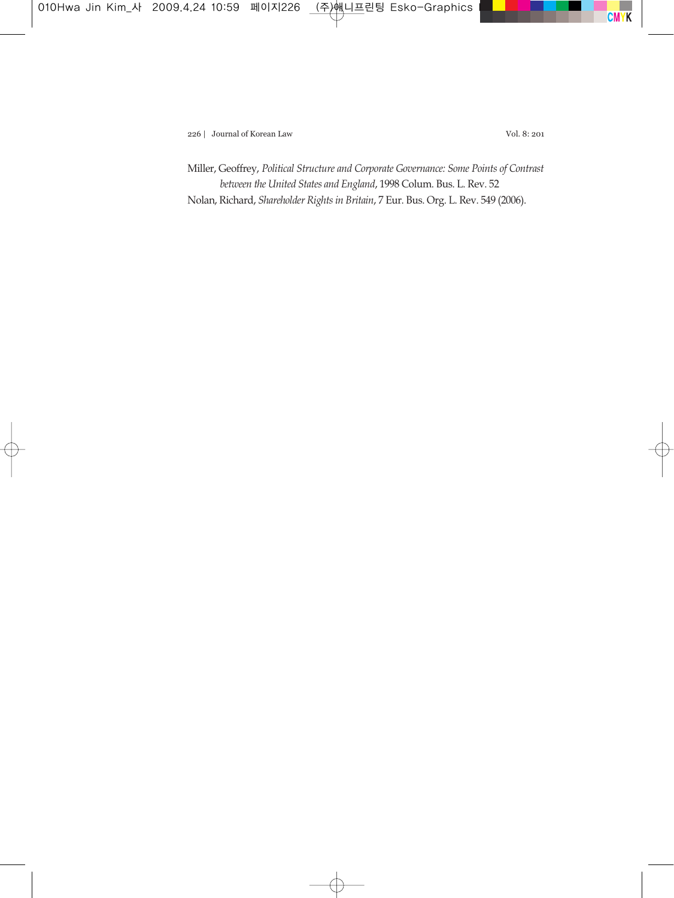Miller, Geoffrey, *Political Structure and Corporate Governance: Some Points of Contrast between the United States and England*, 1998 Colum. Bus. L. Rev. 52

Nolan, Richard, *Shareholder Rights in Britain*, 7 Eur. Bus. Org. L. Rev. 549 (2006).